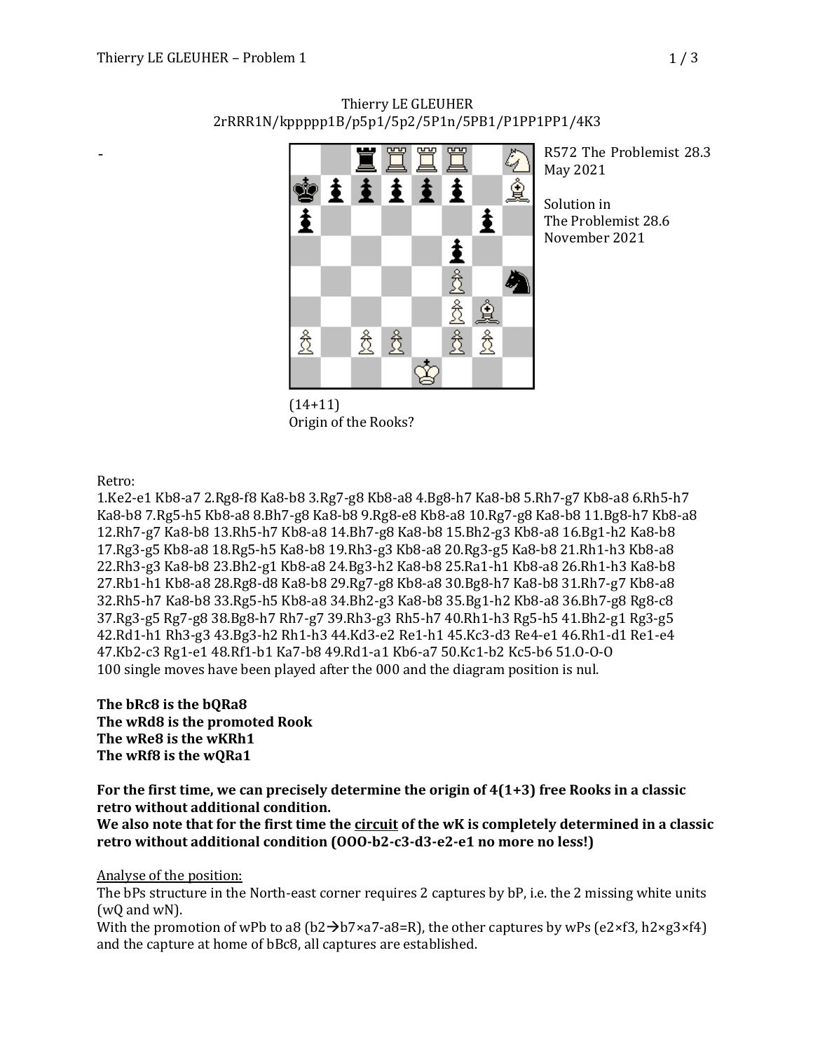Thierry LE GLEUHER
2rRRR1N/kpppppp1B/p5p1/5p2/5P1n/5PB1/P1PP1PP1/4K3

-

R572 The Problemist 28.3
May 2021

Solution in
The Problemist 28.6
November 2021

(14+11)
Origin of the Rooks?

Retro:
1.Ke2-e1 Kb8-a7 2.Rg8-f8 Ka8-b8 3.Rg7-g8 Kb8-a8 4.Bg8-h7 Ka8-b8 5.Rh7-g7 Kb8-a8 6.Rh5-h7 Ka8-b8 7.Rg5-h5 Kb8-a8 8.Bh7-g8 Ka8-b8 9.Rg8-e8 Kb8-a8 10.Rg7-g8 Kb8-a8 11.Bg8-h7 Kb8-a8 12.Rh7-g7 Ka8-b8 13.Rh5-h7 Kb8-a8 14.Bh7-g8 Ka8-b8 15.Bh2-g3 Kb8-a8 16.Bg1-h2 Ka8-b8 17.Rg3-g5 Kb8-a8 18.Rg5-h5 Ka8-b8 19.Rh3-g3 Kb8-a8 20.Rg3-g5 Ka8-b8 21.Rh1-h3 Kb8-a8 22.Rh3-g3 Ka8-b8 23.Bh2-g1 Kb8-a8 24.Bg3-h2 Ka8-b8 25.Ra1-h1 Kb8-a8 26.Rh1-h3 Ka8-b8 27.Rb1-h1 Kb8-a8 28.Rg8-d8 Ka8-b8 29.Rg7-g8 Kb8-a8 30.Bg8-h7 Ka8-b8 31.Rh7-g7 Kb8-a8 32.Rh5-h7 Ka8-b8 33.Rg5-h5 Kb8-a8 34.Bh2-g3 Ka8-b8 35.Bg1-h2 Kb8-a8 36.Bh7-g8 Rg8-c8 37.Rg3-g5 Rg7-g8 38.Bg8-h7 Rh7-g7 39.Rh3-g3 Rh5-h7 40.Rh1-h3 Rg5-h5 41.Bh2-g1 Rg3-g5 42.Rd1-h1 Rh3-g3 43.Bg3-h2 Rh1-h3 44.Kd3-e2 Re1-h1 45.Kc3-d3 Re4-e1 46.Rh1-d1 Re1-e4 47.Kb2-c3 Rg1-e1 48.Rf1-b1 Ka7-b8 49.Rd1-a1 Kb6-a7 50.Kc1-b2 Kc5-b6 51.O-O-O
100 single moves have been played after the 000 and the diagram position is nul.

**The bRc8 is the bQRa8**
**The wRd8 is the promoted Rook**
**The wRe8 is the wKRh1**
**The wRf8 is the wQRa1**

**For the first time, we can precisely determine the origin of 4(1+3) free Rooks in a classic retro without additional condition.**
**We also note that for the first time the <u>circuit</u> of the wK is completely determined in a classic retro without additional condition (OOO-b2-c3-d3-e2-e1 no more no less!)**

<u>Analyse of the position:</u>
The bPs structure in the North-east corner requires 2 captures by bP, i.e. the 2 missing white units (wQ and wN).
With the promotion of wPb to a8 (b2→b7×a7-a8=R), the other captures by wPs (e2×f3, h2×g3×f4) and the capture at home of bBc8, all captures are established.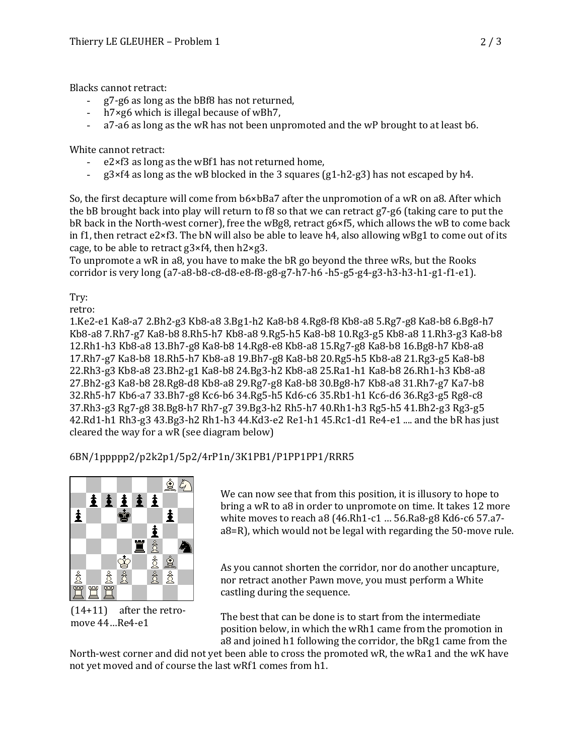Blacks cannot retract:

- g7-g6 as long as the bBf8 has not returned,
- h7×g6 which is illegal because of wBh7,
- a7-a6 as long as the wR has not been unpromoted and the wP brought to at least b6.

White cannot retract:

- e2×f3 as long as the wBf1 has not returned home,
- g3×f4 as long as the wB blocked in the 3 squares (g1-h2-g3) has not escaped by h4.

So, the first decapture will come from b6×bBa7 after the unpromotion of a wR on a8. After which the bB brought back into play will return to f8 so that we can retract g7-g6 (taking care to put the bR back in the North-west corner), free the wBg8, retract g6×f5, which allows the wB to come back in f1, then retract e2×f3. The bN will also be able to leave h4, also allowing wBg1 to come out of its cage, to be able to retract g3×f4, then h2×g3.

To unpromote a wR in a8, you have to make the bR go beyond the three wRs, but the Rooks corridor is very long (a7-a8-b8-c8-d8-e8-f8-g8-g7-h7-h6 -h5-g5-g4-g3-h3-h3-h1-g1-f1-e1).

Try:

retro:

1.Ke2-e1 Ka8-a7 2.Bh2-g3 Kb8-a8 3.Bg1-h2 Ka8-b8 4.Rg8-f8 Kb8-a8 5.Rg7-g8 Ka8-b8 6.Bg8-h7 Kb8-a8 7.Rh7-g7 Ka8-b8 8.Rh5-h7 Kb8-a8 9.Rg5-h5 Ka8-b8 10.Rg3-g5 Kb8-a8 11.Rh3-g3 Ka8-b8 12.Rh1-h3 Kb8-a8 13.Bh7-g8 Ka8-b8 14.Rg8-e8 Kb8-a8 15.Rg7-g8 Ka8-b8 16.Bg8-h7 Kb8-a8 17.Rh7-g7 Ka8-b8 18.Rh5-h7 Kb8-a8 19.Bh7-g8 Ka8-b8 20.Rg5-h5 Kb8-a8 21.Rg3-g5 Ka8-b8 22.Rh3-g3 Kb8-a8 23.Bh2-g1 Ka8-b8 24.Bg3-h2 Kb8-a8 25.Ra1-h1 Ka8-b8 26.Rh1-h3 Kb8-a8 27.Bh2-g3 Ka8-b8 28.Rg8-d8 Kb8-a8 29.Rg7-g8 Ka8-b8 30.Bg8-h7 Kb8-a8 31.Rh7-g7 Ka7-b8 32.Rh5-h7 Kb6-a7 33.Bh7-g8 Kc6-b6 34.Rg5-h5 Kd6-c6 35.Rb1-h1 Kc6-d6 36.Rg3-g5 Rg8-c8 37.Rh3-g3 Rg7-g8 38.Bg8-h7 Rh7-g7 39.Bg3-h2 Rh5-h7 40.Rh1-h3 Rg5-h5 41.Bh2-g3 Rg3-g5 42.Rd1-h1 Rh3-g3 43.Bg3-h2 Rh1-h3 44.Kd3-e2 Re1-h1 45.Rc1-d1 Re4-e1 .... and the bR has just cleared the way for a wR (see diagram below)

6BN/1ppppp2/p2k2p1/5p2/4rP1n/3K1PB1/P1PP1PP1/RRR5

(14+11) after the retro-move 44…Re4-e1

We can now see that from this position, it is illusory to hope to bring a wR to a8 in order to unpromote on time. It takes 12 more white moves to reach a8 (46.Rh1-c1 … 56.Ra8-g8 Kd6-c6 57.a7-a8=R), which would not be legal with regarding the 50-move rule.

As you cannot shorten the corridor, nor do another uncapture, nor retract another Pawn move, you must perform a White castling during the sequence.

The best that can be done is to start from the intermediate position below, in which the wRh1 came from the promotion in a8 and joined h1 following the corridor, the bRg1 came from the North-west corner and did not yet been able to cross the promoted wR, the wRa1 and the wK have not yet moved and of course the last wRf1 comes from h1.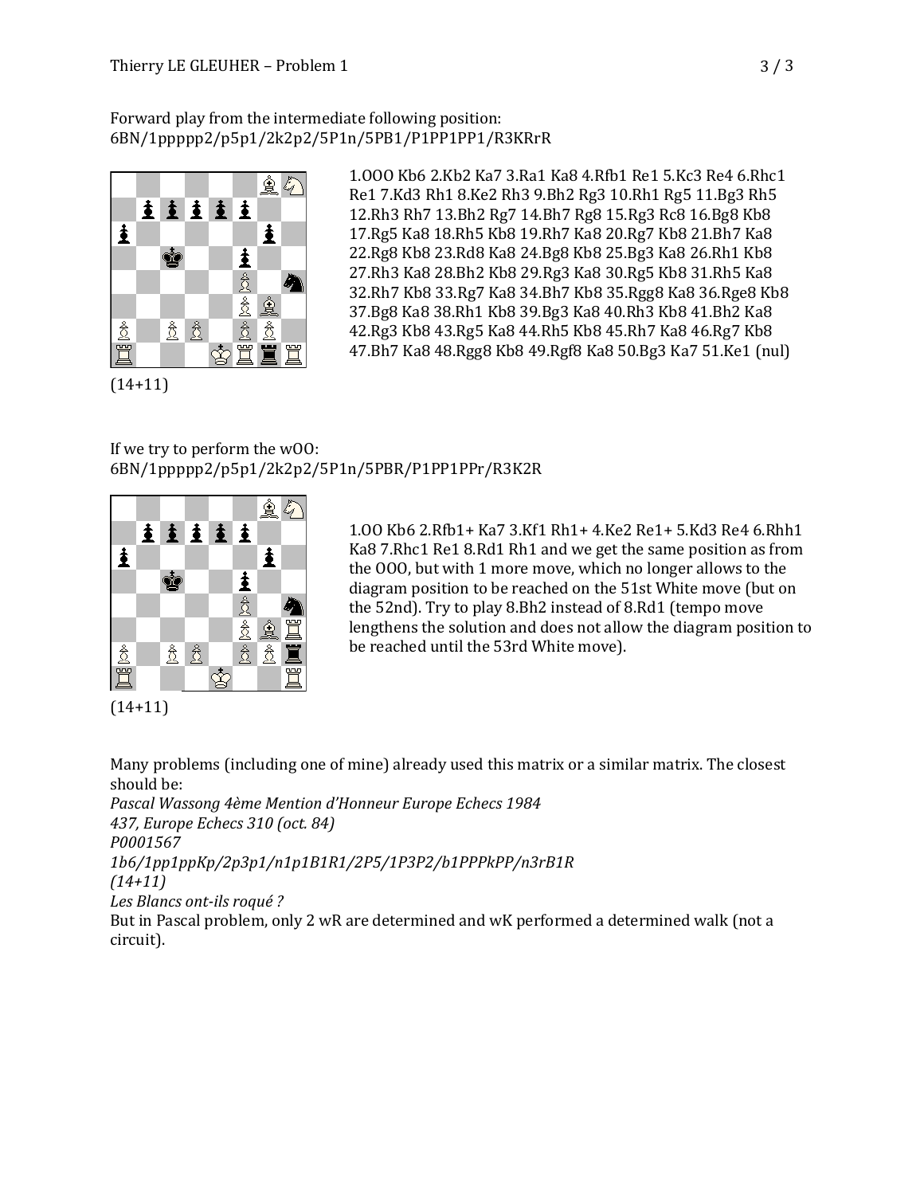Forward play from the intermediate following position:
6BN/1ppppp2/p5p1/2k2p2/5P1n/5PB1/P1PP1PP1/R3KRrR

1.OOO Kb6 2.Kb2 Ka7 3.Ra1 Ka8 4.Rfb1 Re1 5.Kc3 Re4 6.Rhc1 Re1 7.Kd3 Rh1 8.Ke2 Rh3 9.Bh2 Rg3 10.Rh1 Rg5 11.Bg3 Rh5 12.Rh3 Rh7 13.Bh2 Rg7 14.Bh7 Rg8 15.Rg3 Rc8 16.Bg8 Kb8 17.Rg5 Ka8 18.Rh5 Kb8 19.Rh7 Ka8 20.Rg7 Kb8 21.Bh7 Ka8 22.Rg8 Kb8 23.Rd8 Ka8 24.Bg8 Kb8 25.Bg3 Ka8 26.Rh1 Kb8 27.Rh3 Ka8 28.Bh2 Kb8 29.Rg3 Ka8 30.Rg5 Kb8 31.Rh5 Ka8 32.Rh7 Kb8 33.Rg7 Ka8 34.Bh7 Kb8 35.Rgg8 Ka8 36.Rge8 Kb8 37.Bg8 Ka8 38.Rh1 Kb8 39.Bg3 Ka8 40.Rh3 Kb8 41.Bh2 Ka8 42.Rg3 Kb8 43.Rg5 Ka8 44.Rh5 Kb8 45.Rh7 Ka8 46.Rg7 Kb8 47.Bh7 Ka8 48.Rgg8 Kb8 49.Rgf8 Ka8 50.Bg3 Ka7 51.Ke1 (nul)

(14+11)

If we try to perform the wOO:
6BN/1ppppp2/p5p1/2k2p2/5P1n/5PBR/P1PP1PPr/R3K2R

1.OO Kb6 2.Rfb1+ Ka7 3.Kf1 Rh1+ 4.Ke2 Re1+ 5.Kd3 Re4 6.Rhh1 Ka8 7.Rhc1 Re1 8.Rd1 Rh1 and we get the same position as from the OOO, but with 1 more move, which no longer allows to the diagram position to be reached on the 51st White move (but on the 52nd). Try to play 8.Bh2 instead of 8.Rd1 (tempo move lengthens the solution and does not allow the diagram position to be reached until the 53rd White move).

(14+11)

Many problems (including one of mine) already used this matrix or a similar matrix. The closest should be:

*Pascal Wassong 4ème Mention d'Honneur Europe Echecs 1984*
*437, Europe Echecs 310 (oct. 84)*
*P0001567*
*1b6/1pp1ppKp/2p3p1/n1p1B1R1/2P5/1P3P2/b1PPPkPP/n3rB1R*
*(14+11)*
*Les Blancs ont-ils roqué ?*

But in Pascal problem, only 2 wR are determined and wK performed a determined walk (not a circuit).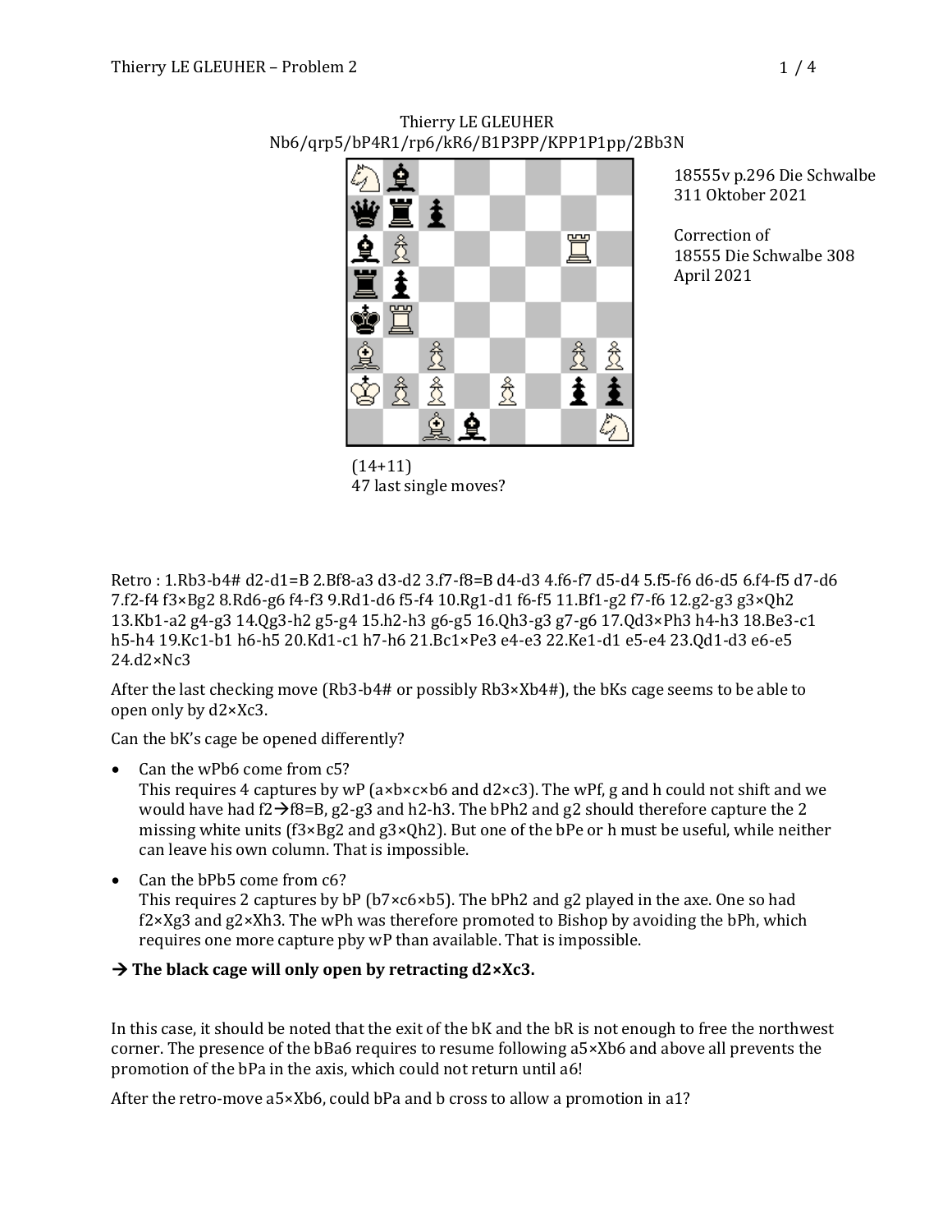Thierry LE GLEUHER
Nb6/qrp5/bP4R1/rp6/kR6/B1P3PP/KPP1P1pp/2Bb3N

18555v p.296 Die Schwalbe 311 Oktober 2021

Correction of 18555 Die Schwalbe 308 April 2021

(14+11)
47 last single moves?

Retro : 1.Rb3-b4# d2-d1=B 2.Bf8-a3 d3-d2 3.f7-f8=B d4-d3 4.f6-f7 d5-d4 5.f5-f6 d6-d5 6.f4-f5 d7-d6 7.f2-f4 f3×Bg2 8.Rd6-g6 f4-f3 9.Rd1-d6 f5-f4 10.Rg1-d1 f6-f5 11.Bf1-g2 f7-f6 12.g2-g3 g3×Qh2 13.Kb1-a2 g4-g3 14.Qg3-h2 g5-g4 15.h2-h3 g6-g5 16.Qh3-g3 g7-g6 17.Qd3×Ph3 h4-h3 18.Be3-c1 h5-h4 19.Kc1-b1 h6-h5 20.Kd1-c1 h7-h6 21.Bc1×Pe3 e4-e3 22.Ke1-d1 e5-e4 23.Qd1-d3 e6-e5 24.d2×Nc3

After the last checking move (Rb3-b4# or possibly Rb3×Xb4#), the bKs cage seems to be able to open only by d2×Xc3.

Can the bK's cage be opened differently?

- Can the wPb6 come from c5?
  This requires 4 captures by wP (a×b×c×b6 and d2×c3). The wPf, g and h could not shift and we would have had f2→f8=B, g2-g3 and h2-h3. The bPh2 and g2 should therefore capture the 2 missing white units (f3×Bg2 and g3×Qh2). But one of the bPe or h must be useful, while neither can leave his own column. That is impossible.
- Can the bPb5 come from c6?
  This requires 2 captures by bP (b7×c6×b5). The bPh2 and g2 played in the axe. One so had f2×Xg3 and g2×Xh3. The wPh was therefore promoted to Bishop by avoiding the bPh, which requires one more capture pby wP than available. That is impossible.

**→ The black cage will only open by retracting d2×Xc3.**

In this case, it should be noted that the exit of the bK and the bR is not enough to free the northwest corner. The presence of the bBa6 requires to resume following a5×Xb6 and above all prevents the promotion of the bPa in the axis, which could not return until a6!

After the retro-move a5×Xb6, could bPa and b cross to allow a promotion in a1?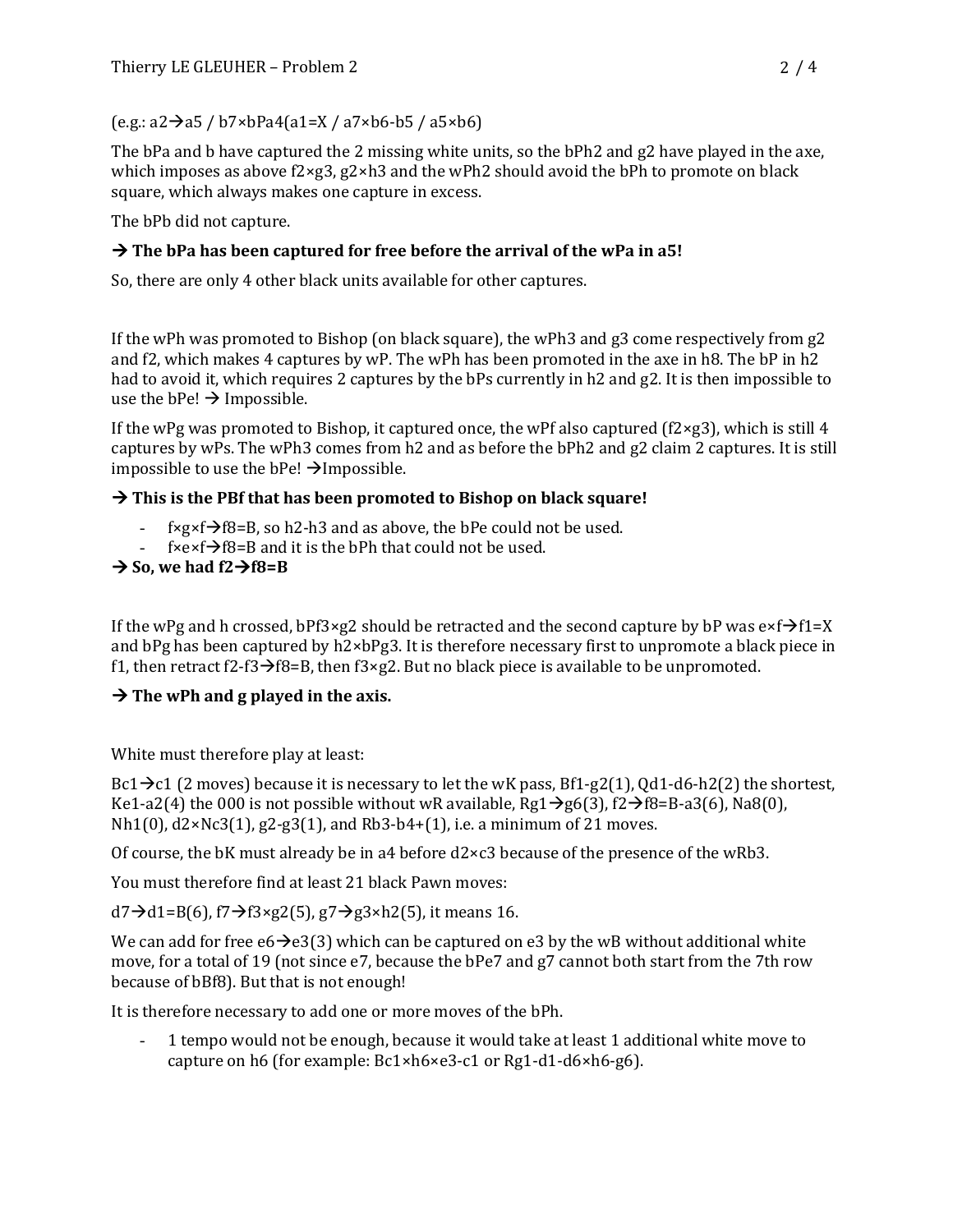(e.g.: a2→a5 / b7×bPa4(a1=X / a7×b6-b5 / a5×b6)

The bPa and b have captured the 2 missing white units, so the bPh2 and g2 have played in the axe, which imposes as above f2×g3, g2×h3 and the wPh2 should avoid the bPh to promote on black square, which always makes one capture in excess.

The bPb did not capture.

**→ The bPa has been captured for free before the arrival of the wPa in a5!**

So, there are only 4 other black units available for other captures.

If the wPh was promoted to Bishop (on black square), the wPh3 and g3 come respectively from g2 and f2, which makes 4 captures by wP. The wPh has been promoted in the axe in h8. The bP in h2 had to avoid it, which requires 2 captures by the bPs currently in h2 and g2. It is then impossible to use the bPe! → Impossible.

If the wPg was promoted to Bishop, it captured once, the wPf also captured (f2×g3), which is still 4 captures by wPs. The wPh3 comes from h2 and as before the bPh2 and g2 claim 2 captures. It is still impossible to use the bPe! →Impossible.

**→ This is the PBf that has been promoted to Bishop on black square!**

- f×g×f→f8=B, so h2-h3 and as above, the bPe could not be used.
- f×e×f→f8=B and it is the bPh that could not be used.

**→ So, we had f2→f8=B**

If the wPg and h crossed, bPf3×g2 should be retracted and the second capture by bP was e×f→f1=X and bPg has been captured by h2×bPg3. It is therefore necessary first to unpromote a black piece in f1, then retract f2-f3→f8=B, then f3×g2. But no black piece is available to be unpromoted.

**→ The wPh and g played in the axis.**

White must therefore play at least:

Bc1→c1 (2 moves) because it is necessary to let the wK pass, Bf1-g2(1), Qd1-d6-h2(2) the shortest, Ke1-a2(4) the 000 is not possible without wR available, Rg1→g6(3), f2→f8=B-a3(6), Na8(0), Nh1(0), d2×Nc3(1), g2-g3(1), and Rb3-b4+(1), i.e. a minimum of 21 moves.

Of course, the bK must already be in a4 before d2×c3 because of the presence of the wRb3.

You must therefore find at least 21 black Pawn moves:

d7→d1=B(6), f7→f3×g2(5), g7→g3×h2(5), it means 16.

We can add for free e6→e3(3) which can be captured on e3 by the wB without additional white move, for a total of 19 (not since e7, because the bPe7 and g7 cannot both start from the 7th row because of bBf8). But that is not enough!

It is therefore necessary to add one or more moves of the bPh.

- 1 tempo would not be enough, because it would take at least 1 additional white move to capture on h6 (for example: Bc1×h6×e3-c1 or Rg1-d1-d6×h6-g6).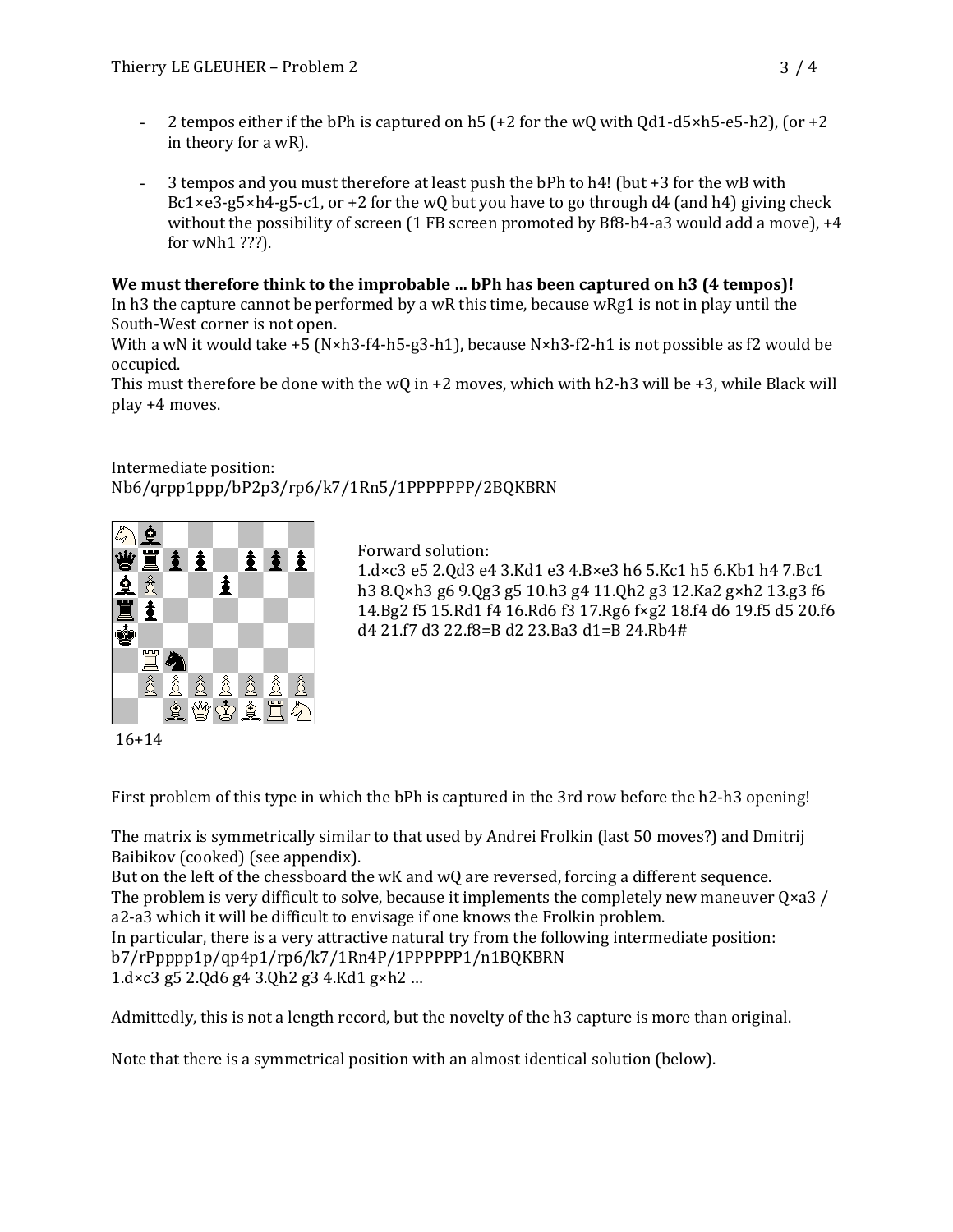- 2 tempos either if the bPh is captured on h5 (+2 for the wQ with Qd1-d5×h5-e5-h2), (or +2 in theory for a wR).

- 3 tempos and you must therefore at least push the bPh to h4! (but +3 for the wB with Bc1×e3-g5×h4-g5-c1, or +2 for the wQ but you have to go through d4 (and h4) giving check without the possibility of screen (1 FB screen promoted by Bf8-b4-a3 would add a move), +4 for wNh1 ???).

**We must therefore think to the improbable ... bPh has been captured on h3 (4 tempos)!**
In h3 the capture cannot be performed by a wR this time, because wRg1 is not in play until the South-West corner is not open.
With a wN it would take +5 (N×h3-f4-h5-g3-h1), because N×h3-f2-h1 is not possible as f2 would be occupied.
This must therefore be done with the wQ in +2 moves, which with h2-h3 will be +3, while Black will play +4 moves.

Intermediate position:
Nb6/qrpp1ppp/bP2p3/rp6/k7/1Rn5/1PPPPPPP/2BQKBRN

Forward solution:
1.d×c3 e5 2.Qd3 e4 3.Kd1 e3 4.B×e3 h6 5.Kc1 h5 6.Kb1 h4 7.Bc1 h3 8.Q×h3 g6 9.Qg3 g5 10.h3 g4 11.Qh2 g3 12.Ka2 g×h2 13.g3 f6 14.Bg2 f5 15.Rd1 f4 16.Rd6 f3 17.Rg6 f×g2 18.f4 d6 19.f5 d5 20.f6 d4 21.f7 d3 22.f8=B d2 23.Ba3 d1=B 24.Rb4#

16+14

First problem of this type in which the bPh is captured in the 3rd row before the h2-h3 opening!

The matrix is symmetrically similar to that used by Andrei Frolkin (last 50 moves?) and Dmitrij Baibikov (cooked) (see appendix).
But on the left of the chessboard the wK and wQ are reversed, forcing a different sequence.
The problem is very difficult to solve, because it implements the completely new maneuver Q×a3 / a2-a3 which it will be difficult to envisage if one knows the Frolkin problem.
In particular, there is a very attractive natural try from the following intermediate position:
b7/rPpppp1p/qp4p1/rp6/k7/1Rn4P/1PPPPPP1/n1BQKBRN
1.d×c3 g5 2.Qd6 g4 3.Qh2 g3 4.Kd1 g×h2 ...

Admittedly, this is not a length record, but the novelty of the h3 capture is more than original.

Note that there is a symmetrical position with an almost identical solution (below).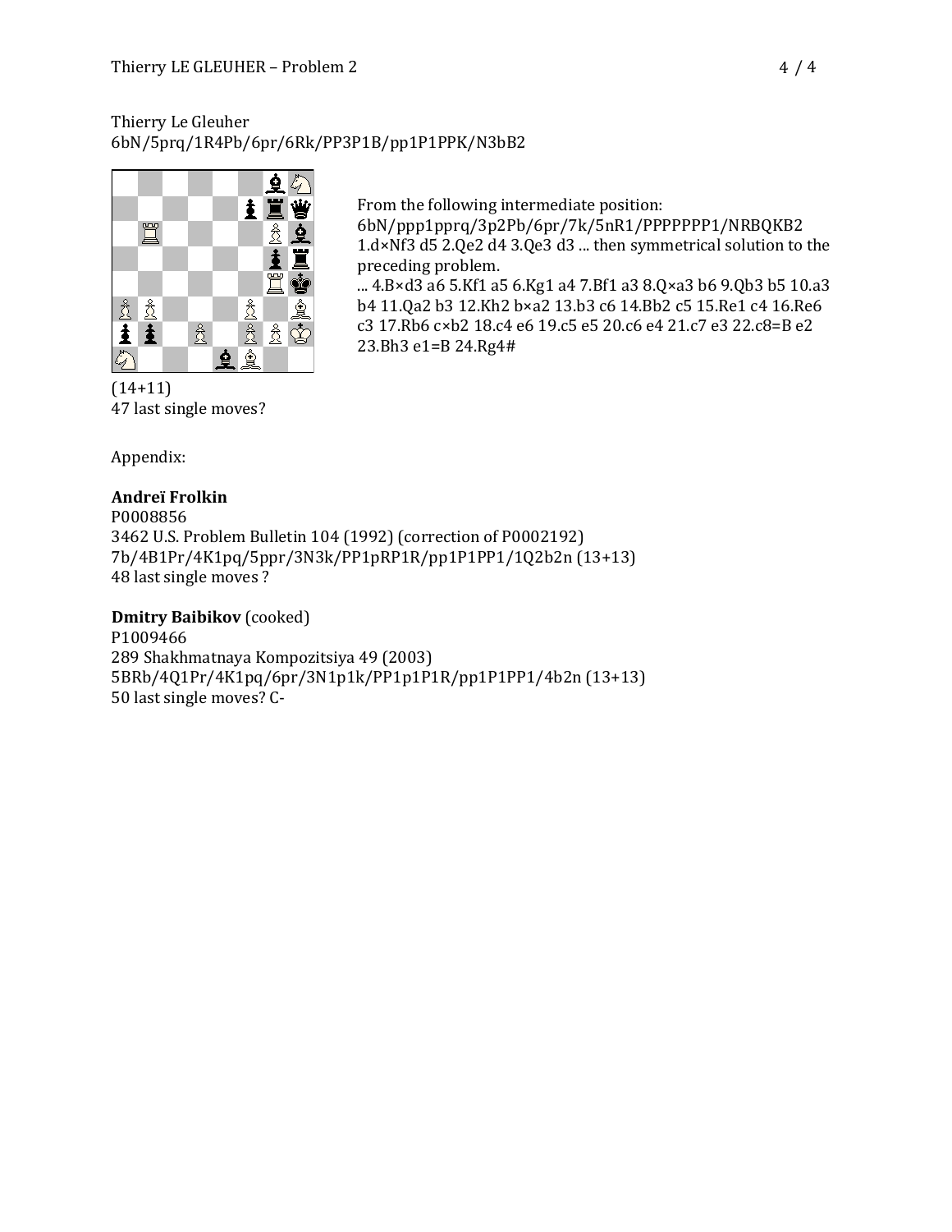Thierry Le Gleuher
6bN/5prq/1R4Pb/6pr/6Rk/PP3P1B/pp1P1PPK/N3bB2

(14+11)
47 last single moves?

From the following intermediate position:
6bN/ppp1pprq/3p2Pb/6pr/7k/5nR1/PPPPPPP1/NRBQKB2
1.d×Nf3 d5 2.Qe2 d4 3.Qe3 d3 ... then symmetrical solution to the preceding problem.
... 4.B×d3 a6 5.Kf1 a5 6.Kg1 a4 7.Bf1 a3 8.Q×a3 b6 9.Qb3 b5 10.a3 b4 11.Qa2 b3 12.Kh2 b×a2 13.b3 c6 14.Bb2 c5 15.Re1 c4 16.Re6 c3 17.Rb6 c×b2 18.c4 e6 19.c5 e5 20.c6 e4 21.c7 e3 22.c8=B e2 23.Bh3 e1=B 24.Rg4#

Appendix:

**Andreï Frolkin**
P0008856
3462 U.S. Problem Bulletin 104 (1992) (correction of P0002192)
7b/4B1Pr/4K1pq/5ppr/3N3k/PP1pRP1R/pp1P1PP1/1Q2b2n (13+13)
48 last single moves ?

**Dmitry Baibikov** (cooked)
P1009466
289 Shakhmatnaya Kompozitsiya 49 (2003)
5BRb/4Q1Pr/4K1pq/6pr/3N1p1k/PP1p1P1R/pp1P1PP1/4b2n (13+13)
50 last single moves? C-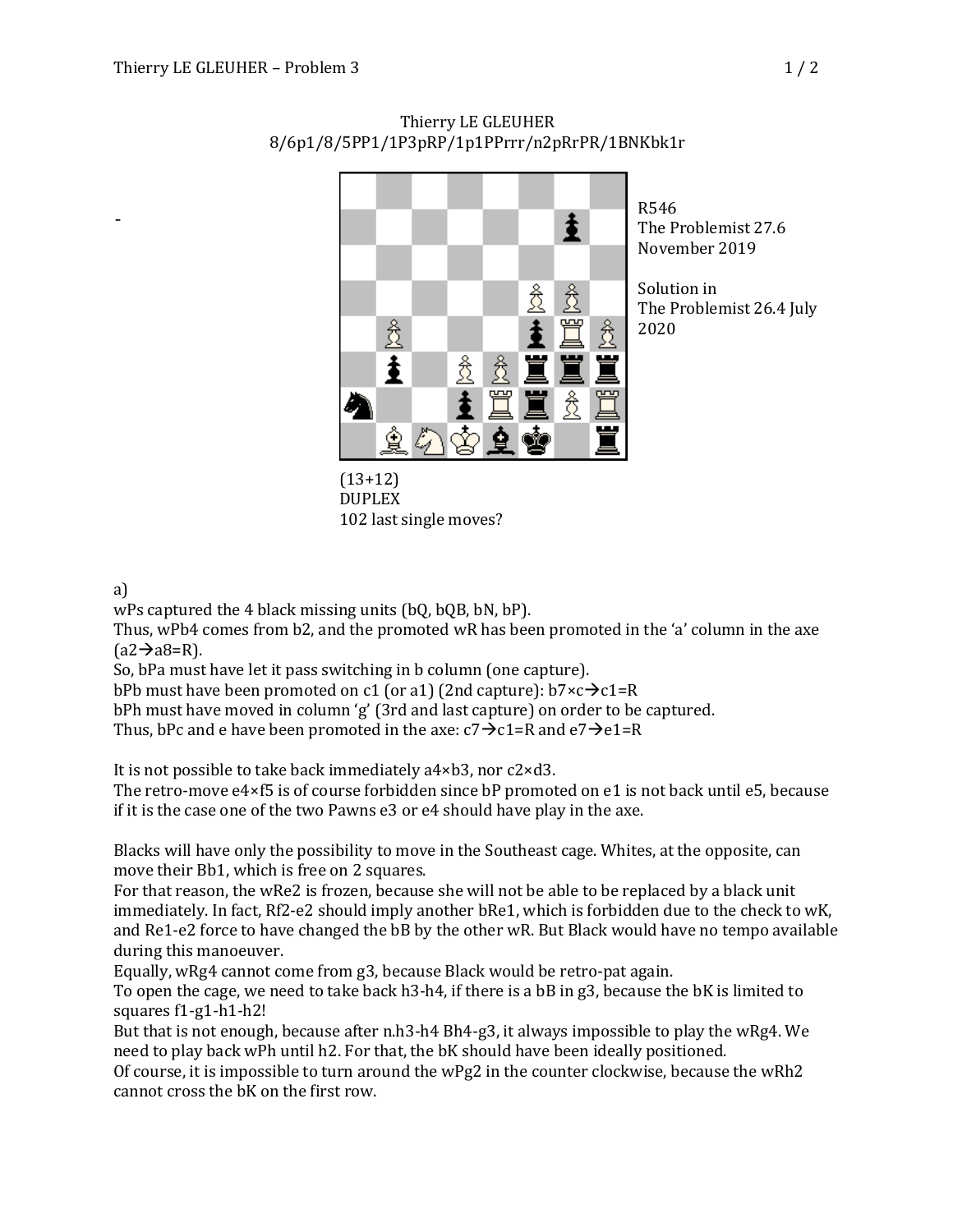Thierry LE GLEUHER
8/6p1/8/5PP1/1P3pRP/1p1PPrrr/n2pRrPR/1BNKbk1r

-

R546
The Problemist 27.6
November 2019

Solution in
The Problemist 26.4 July 2020

(13+12)
DUPLEX
102 last single moves?

a)

wPs captured the 4 black missing units (bQ, bQB, bN, bP).
Thus, wPb4 comes from b2, and the promoted wR has been promoted in the 'a' column in the axe (a2→a8=R).
So, bPa must have let it pass switching in b column (one capture).
bPb must have been promoted on c1 (or a1) (2nd capture): b7×c→c1=R
bPh must have moved in column 'g' (3rd and last capture) on order to be captured.
Thus, bPc and e have been promoted in the axe: c7→c1=R and e7→e1=R

It is not possible to take back immediately a4×b3, nor c2×d3.
The retro-move e4×f5 is of course forbidden since bP promoted on e1 is not back until e5, because if it is the case one of the two Pawns e3 or e4 should have play in the axe.

Blacks will have only the possibility to move in the Southeast cage. Whites, at the opposite, can move their Bb1, which is free on 2 squares.
For that reason, the wRe2 is frozen, because she will not be able to be replaced by a black unit immediately. In fact, Rf2-e2 should imply another bRe1, which is forbidden due to the check to wK, and Re1-e2 force to have changed the bB by the other wR. But Black would have no tempo available during this manoeuver.
Equally, wRg4 cannot come from g3, because Black would be retro-pat again.
To open the cage, we need to take back h3-h4, if there is a bB in g3, because the bK is limited to squares f1-g1-h1-h2!
But that is not enough, because after n.h3-h4 Bh4-g3, it always impossible to play the wRg4. We need to play back wPh until h2. For that, the bK should have been ideally positioned.
Of course, it is impossible to turn around the wPg2 in the counter clockwise, because the wRh2 cannot cross the bK on the first row.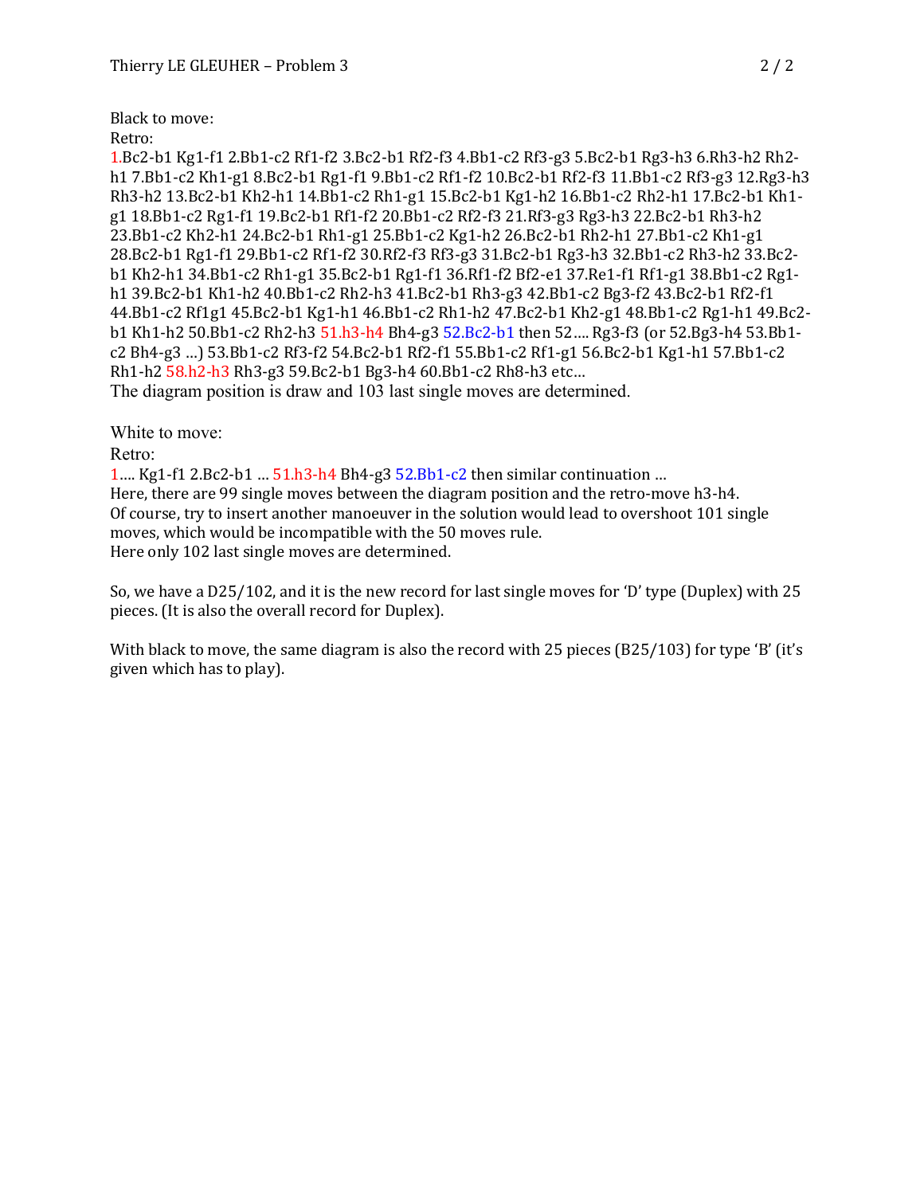Black to move:

Retro:

1.Bc2-b1 Kg1-f1 2.Bb1-c2 Rf1-f2 3.Bc2-b1 Rf2-f3 4.Bb1-c2 Rf3-g3 5.Bc2-b1 Rg3-h3 6.Rh3-h2 Rh2-h1 7.Bb1-c2 Kh1-g1 8.Bc2-b1 Rg1-f1 9.Bb1-c2 Rf1-f2 10.Bc2-b1 Rf2-f3 11.Bb1-c2 Rf3-g3 12.Rg3-h3 Rh3-h2 13.Bc2-b1 Kh2-h1 14.Bb1-c2 Rh1-g1 15.Bc2-b1 Kg1-h2 16.Bb1-c2 Rh2-h1 17.Bc2-b1 Kh1-g1 18.Bb1-c2 Rg1-f1 19.Bc2-b1 Rf1-f2 20.Bb1-c2 Rf2-f3 21.Rf3-g3 Rg3-h3 22.Bc2-b1 Rh3-h2 23.Bb1-c2 Kh2-h1 24.Bc2-b1 Rh1-g1 25.Bb1-c2 Kg1-h2 26.Bc2-b1 Rh2-h1 27.Bb1-c2 Kh1-g1 28.Bc2-b1 Rg1-f1 29.Bb1-c2 Rf1-f2 30.Rf2-f3 Rf3-g3 31.Bc2-b1 Rg3-h3 32.Bb1-c2 Rh3-h2 33.Bc2-b1 Kh2-h1 34.Bb1-c2 Rh1-g1 35.Bc2-b1 Rg1-f1 36.Rf1-f2 Bf2-e1 37.Re1-f1 Rf1-g1 38.Bb1-c2 Rg1-h1 39.Bc2-b1 Kh1-h2 40.Bb1-c2 Rh2-h3 41.Bc2-b1 Rh3-g3 42.Bb1-c2 Bg3-f2 43.Bc2-b1 Rf2-f1 44.Bb1-c2 Rf1g1 45.Bc2-b1 Kg1-h1 46.Bb1-c2 Rh1-h2 47.Bc2-b1 Kh2-g1 48.Bb1-c2 Rg1-h1 49.Bc2-b1 Kh1-h2 50.Bb1-c2 Rh2-h3 51.h3-h4 Bh4-g3 52.Bc2-b1 then 52…. Rg3-f3 (or 52.Bg3-h4 53.Bb1-c2 Bh4-g3 …) 53.Bb1-c2 Rf3-f2 54.Bc2-b1 Rf2-f1 55.Bb1-c2 Rf1-g1 56.Bc2-b1 Kg1-h1 57.Bb1-c2 Rh1-h2 58.h2-h3 Rh3-g3 59.Bc2-b1 Bg3-h4 60.Bb1-c2 Rh8-h3 etc…

The diagram position is draw and 103 last single moves are determined.

White to move:

Retro:

1…. Kg1-f1 2.Bc2-b1 … 51.h3-h4 Bh4-g3 52.Bb1-c2 then similar continuation …

Here, there are 99 single moves between the diagram position and the retro-move h3-h4.

Of course, try to insert another manoeuver in the solution would lead to overshoot 101 single moves, which would be incompatible with the 50 moves rule.

Here only 102 last single moves are determined.

So, we have a D25/102, and it is the new record for last single moves for 'D' type (Duplex) with 25 pieces. (It is also the overall record for Duplex).

With black to move, the same diagram is also the record with 25 pieces (B25/103) for type 'B' (it's given which has to play).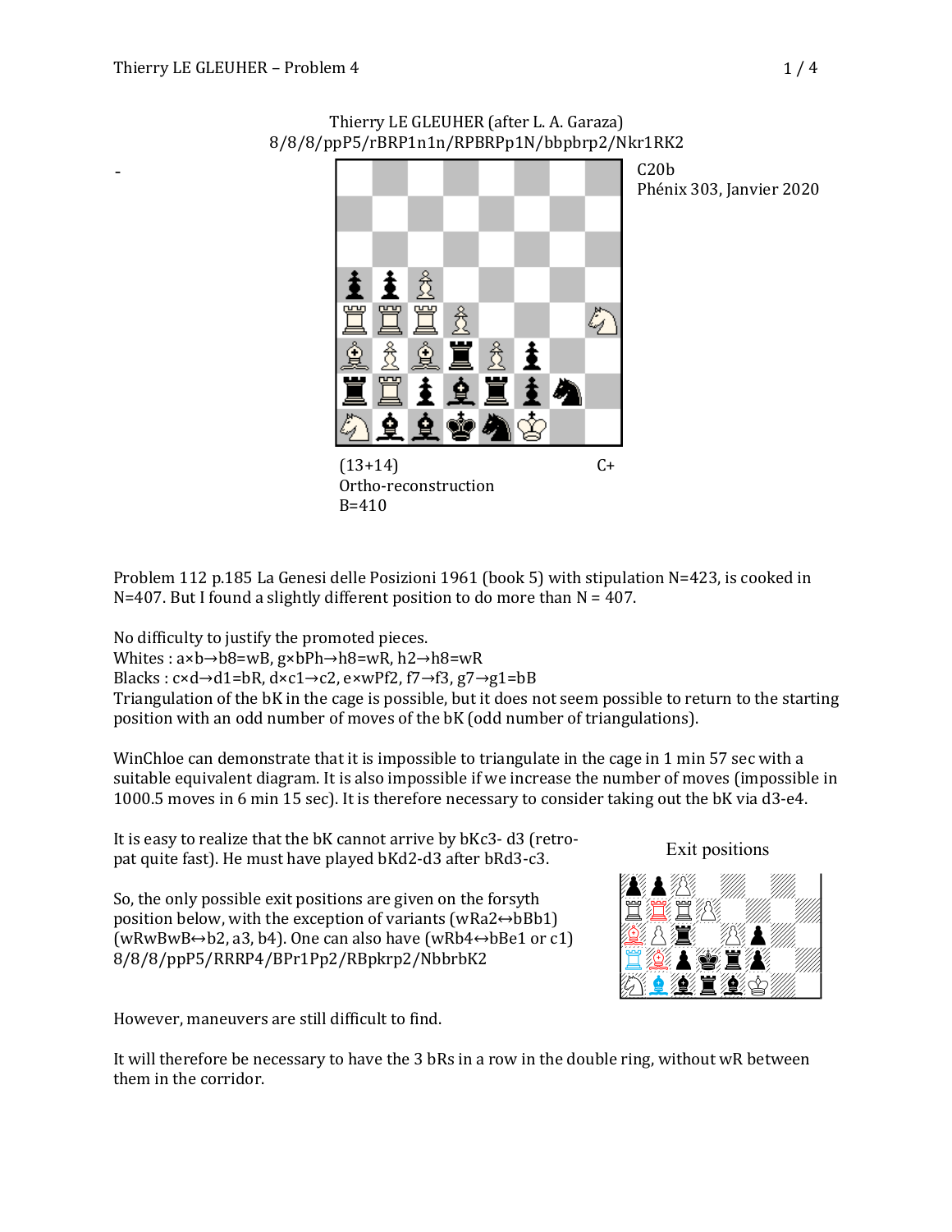Thierry LE GLEUHER (after L. A. Garaza)
8/8/8/ppP5/rBRP1n1n/RPBRPp1N/bbpbrp2/Nkr1RK2

C20b
Phénix 303, Janvier 2020

(13+14) C+
Ortho-reconstruction
B=410

Problem 112 p.185 La Genesi delle Posizioni 1961 (book 5) with stipulation N=423, is cooked in N=407. But I found a slightly different position to do more than N = 407.

No difficulty to justify the promoted pieces.
Whites : a×b→b8=wB, g×bPh→h8=wR, h2→h8=wR
Blacks : c×d→d1=bR, d×c1→c2, e×wPf2, f7→f3, g7→g1=bB
Triangulation of the bK in the cage is possible, but it does not seem possible to return to the starting position with an odd number of moves of the bK (odd number of triangulations).

WinChloe can demonstrate that it is impossible to triangulate in the cage in 1 min 57 sec with a suitable equivalent diagram. It is also impossible if we increase the number of moves (impossible in 1000.5 moves in 6 min 15 sec). It is therefore necessary to consider taking out the bK via d3-e4.

It is easy to realize that the bK cannot arrive by bKc3- d3 (retro-pat quite fast). He must have played bKd2-d3 after bRd3-c3.

So, the only possible exit positions are given on the forsyth position below, with the exception of variants (wRa2↔bBb1) (wRwBwB↔b2, a3, b4). One can also have (wRb4↔bBe1 or c1)
8/8/8/ppP5/RRRP4/BPr1Pp2/RBpkrp2/NbbrbK2

Exit positions

However, maneuvers are still difficult to find.

It will therefore be necessary to have the 3 bRs in a row in the double ring, without wR between them in the corridor.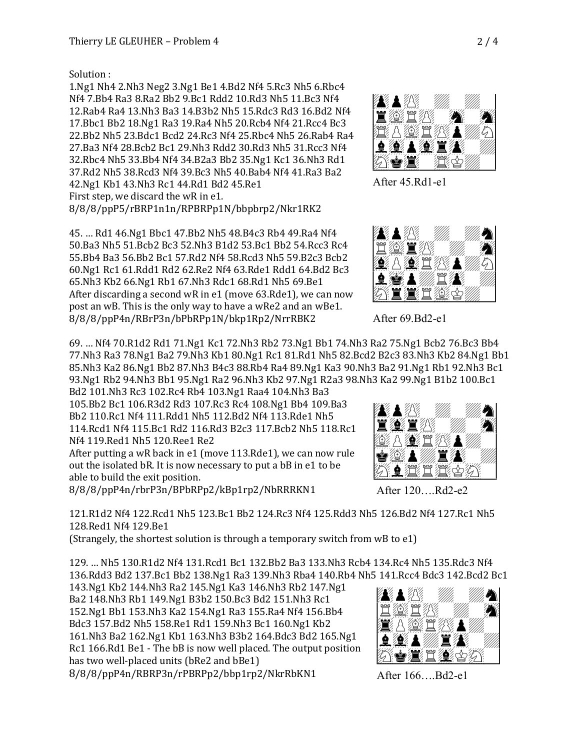Solution :
1.Ng1 Nh4 2.Nh3 Neg2 3.Ng1 Be1 4.Bd2 Nf4 5.Rc3 Nh5 6.Rbc4 Nf4 7.Bb4 Ra3 8.Ra2 Bb2 9.Bc1 Rdd2 10.Rd3 Nh5 11.Bc3 Nf4 12.Rab4 Ra4 13.Nh3 Ba3 14.B3b2 Nh5 15.Rdc3 Rd3 16.Bd2 Nf4 17.Bbc1 Bb2 18.Ng1 Ra3 19.Ra4 Nh5 20.Rcb4 Nf4 21.Rcc4 Bc3 22.Bb2 Nh5 23.Bdc1 Bcd2 24.Rc3 Nf4 25.Rbc4 Nh5 26.Rab4 Ra4 27.Ba3 Nf4 28.Bcb2 Bc1 29.Nh3 Rdd2 30.Rd3 Nh5 31.Rcc3 Nf4 32.Rbc4 Nh5 33.Bb4 Nf4 34.B2a3 Bb2 35.Ng1 Kc1 36.Nh3 Rd1 37.Rd2 Nh5 38.Rcd3 Nf4 39.Bc3 Nh5 40.Bab4 Nf4 41.Ra3 Ba2 42.Ng1 Kb1 43.Nh3 Rc1 44.Rd1 Bd2 45.Re1
First step, we discard the wR in e1.
8/8/8/ppP5/rBRP1n1n/RPBRPp1N/bbpbrp2/Nkr1RK2

After 45.Rd1-e1

45. … Rd1 46.Ng1 Bbc1 47.Bb2 Nh5 48.B4c3 Rb4 49.Ra4 Nf4 50.Ba3 Nh5 51.Bcb2 Bc3 52.Nh3 B1d2 53.Bc1 Bb2 54.Rcc3 Rc4 55.Bb4 Ba3 56.Bb2 Bc1 57.Rd2 Nf4 58.Rcd3 Nh5 59.B2c3 Bcb2 60.Ng1 Rc1 61.Rdd1 Rd2 62.Re2 Nf4 63.Rde1 Rdd1 64.Bd2 Bc3 65.Nh3 Kb2 66.Ng1 Rb1 67.Nh3 Rdc1 68.Rd1 Nh5 69.Be1
After discarding a second wR in e1 (move 63.Rde1), we can now post an wB. This is the only way to have a wRe2 and an wBe1.
8/8/8/ppP4n/RBrP3n/bPbRPp1N/bkp1Rp2/NrrRBK2

After 69.Bd2-e1

69. … Nf4 70.R1d2 Rd1 71.Ng1 Kc1 72.Nh3 Rb2 73.Ng1 Bb1 74.Nh3 Ra2 75.Ng1 Bcb2 76.Bc3 Bb4 77.Nh3 Ra3 78.Ng1 Ba2 79.Nh3 Kb1 80.Ng1 Rc1 81.Rd1 Nh5 82.Bcd2 B2c3 83.Nh3 Kb2 84.Ng1 Bb1 85.Nh3 Ka2 86.Ng1 Rb2 87.Nh3 B4c3 88.Rb4 Ra4 89.Ng1 Ka3 90.Nh3 Ba2 91.Ng1 Rb1 92.Nh3 Bc1 93.Ng1 Rb2 94.Nh3 Bb1 95.Ng1 Ra2 96.Nh3 Kb2 97.Ng1 R2a3 98.Nh3 Ka2 99.Ng1 B1b2 100.Bc1 Bd2 101.Nh3 Rc3 102.Rc4 Rb4 103.Ng1 Raa4 104.Nh3 Ba3 105.Bb2 Bc1 106.R3d2 Rd3 107.Rc3 Rc4 108.Ng1 Bb4 109.Ba3 Bb2 110.Rc1 Nf4 111.Rdd1 Nh5 112.Bd2 Nf4 113.Rde1 Nh5 114.Rcd1 Nf4 115.Bc1 Rd2 116.Rd3 B2c3 117.Bcb2 Nh5 118.Rc1 Nf4 119.Red1 Nh5 120.Ree1 Re2
After putting a wR back in e1 (move 113.Rde1), we can now rule out the isolated bR. It is now necessary to put a bB in e1 to be able to build the exit position.
8/8/8/ppP4n/rbrP3n/BPbRPp2/kBp1rp2/NbRRRKN1

After 120….Rd2-e2

121.R1d2 Nf4 122.Rcd1 Nh5 123.Bc1 Bb2 124.Rc3 Nf4 125.Rdd3 Nh5 126.Bd2 Nf4 127.Rc1 Nh5 128.Red1 Nf4 129.Be1
(Strangely, the shortest solution is through a temporary switch from wB to e1)

129. … Nh5 130.R1d2 Nf4 131.Rcd1 Bc1 132.Bb2 Ba3 133.Nh3 Rcb4 134.Rc4 Nh5 135.Rdc3 Nf4 136.Rdd3 Bd2 137.Bc1 Bb2 138.Ng1 Ra3 139.Nh3 Rba4 140.Rb4 Nh5 141.Rcc4 Bdc3 142.Bcd2 Bc1 143.Ng1 Kb2 144.Nh3 Ra2 145.Ng1 Ka3 146.Nh3 Rb2 147.Ng1 Ba2 148.Nh3 Rb1 149.Ng1 B3b2 150.Bc3 Bd2 151.Nh3 Rc1 152.Ng1 Bb1 153.Nh3 Ka2 154.Ng1 Ra3 155.Ra4 Nf4 156.Bb4 Bdc3 157.Bd2 Nh5 158.Re1 Rd1 159.Nh3 Bc1 160.Ng1 Kb2 161.Nh3 Ba2 162.Ng1 Kb1 163.Nh3 B3b2 164.Bdc3 Bd2 165.Ng1 Rc1 166.Rd1 Be1 - The bB is now well placed. The output position has two well-placed units (bRe2 and bBe1)
8/8/8/ppP4n/RBRP3n/rPBRPp2/bbp1rp2/NkrRbKN1

After 166….Bd2-e1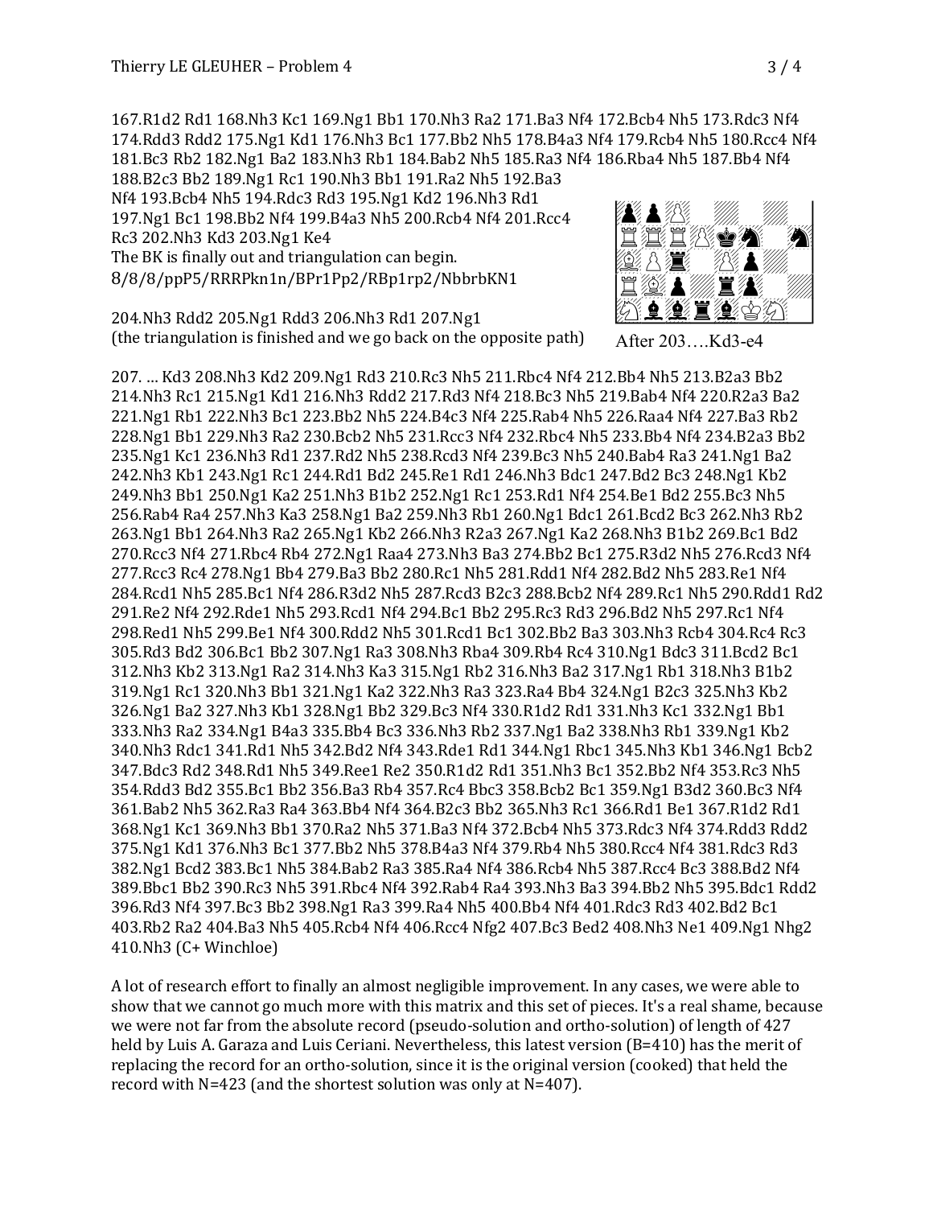167.R1d2 Rd1 168.Nh3 Kc1 169.Ng1 Bb1 170.Nh3 Ra2 171.Ba3 Nf4 172.Bcb4 Nh5 173.Rdc3 Nf4 174.Rdd3 Rdd2 175.Ng1 Kd1 176.Nh3 Bc1 177.Bb2 Nh5 178.B4a3 Nf4 179.Rcb4 Nh5 180.Rcc4 Nf4 181.Bc3 Rb2 182.Ng1 Ba2 183.Nh3 Rb1 184.Bab2 Nh5 185.Ra3 Nf4 186.Rba4 Nh5 187.Bb4 Nf4 188.B2c3 Bb2 189.Ng1 Rc1 190.Nh3 Bb1 191.Ra2 Nh5 192.Ba3 Nf4 193.Bcb4 Nh5 194.Rdc3 Rd3 195.Ng1 Kd2 196.Nh3 Rd1 197.Ng1 Bc1 198.Bb2 Nf4 199.B4a3 Nh5 200.Rcb4 Nf4 201.Rcc4 Rc3 202.Nh3 Kd3 203.Ng1 Ke4

The BK is finally out and triangulation can begin.

8/8/8/ppP5/RRRPkn1n/BPr1Pp2/RBp1rp2/NbbrbKN1

After 203….Kd3-e4

204.Nh3 Rdd2 205.Ng1 Rdd3 206.Nh3 Rd1 207.Ng1
(the triangulation is finished and we go back on the opposite path)

207. … Kd3 208.Nh3 Kd2 209.Ng1 Rd3 210.Rc3 Nh5 211.Rbc4 Nf4 212.Bb4 Nh5 213.B2a3 Bb2 214.Nh3 Rc1 215.Ng1 Kd1 216.Nh3 Rdd2 217.Rd3 Nf4 218.Bc3 Nh5 219.Bab4 Nf4 220.R2a3 Ba2 221.Ng1 Rb1 222.Nh3 Bc1 223.Bb2 Nh5 224.B4c3 Nf4 225.Rab4 Nh5 226.Raa4 Nf4 227.Ba3 Rb2 228.Ng1 Bb1 229.Nh3 Ra2 230.Bcb2 Nh5 231.Rcc3 Nf4 232.Rbc4 Nh5 233.Bb4 Nf4 234.B2a3 Bb2 235.Ng1 Kc1 236.Nh3 Rd1 237.Rd2 Nh5 238.Rcd3 Nf4 239.Bc3 Nh5 240.Bab4 Ra3 241.Ng1 Ba2 242.Nh3 Kb1 243.Ng1 Rc1 244.Rd1 Bd2 245.Re1 Rd1 246.Nh3 Bdc1 247.Bd2 Bc3 248.Ng1 Kb2 249.Nh3 Bb1 250.Ng1 Ka2 251.Nh3 B1b2 252.Ng1 Rc1 253.Rd1 Nf4 254.Be1 Bd2 255.Bc3 Nh5 256.Rab4 Ra4 257.Nh3 Ka3 258.Ng1 Ba2 259.Nh3 Rb1 260.Ng1 Bdc1 261.Bcd2 Bc3 262.Nh3 Rb2 263.Ng1 Bb1 264.Nh3 Ra2 265.Ng1 Kb2 266.Nh3 R2a3 267.Ng1 Ka2 268.Nh3 B1b2 269.Bc1 Bd2 270.Rcc3 Nf4 271.Rbc4 Rb4 272.Ng1 Raa4 273.Nh3 Ba3 274.Bb2 Bc1 275.R3d2 Nh5 276.Rcd3 Nf4 277.Rcc3 Rc4 278.Ng1 Bb4 279.Ba3 Bb2 280.Rc1 Nh5 281.Rdd1 Nf4 282.Bd2 Nh5 283.Re1 Nf4 284.Rcd1 Nh5 285.Bc1 Nf4 286.R3d2 Nh5 287.Rcd3 B2c3 288.Bcb2 Nf4 289.Rc1 Nh5 290.Rdd1 Rd2 291.Re2 Nf4 292.Rde1 Nh5 293.Rcd1 Nf4 294.Bc1 Bb2 295.Rc3 Rd3 296.Bd2 Nh5 297.Rc1 Nf4 298.Red1 Nh5 299.Be1 Nf4 300.Rdd2 Nh5 301.Rcd1 Bc1 302.Bb2 Ba3 303.Nh3 Rcb4 304.Rc4 Rc3 305.Rd3 Bd2 306.Bc1 Bb2 307.Ng1 Ra3 308.Nh3 Rba4 309.Rb4 Rc4 310.Ng1 Bdc3 311.Bcd2 Bc1 312.Nh3 Kb2 313.Ng1 Ra2 314.Nh3 Ka3 315.Ng1 Rb2 316.Nh3 Ba2 317.Ng1 Rb1 318.Nh3 B1b2 319.Ng1 Rc1 320.Nh3 Bb1 321.Ng1 Ka2 322.Nh3 Ra3 323.Ra4 Bb4 324.Ng1 B2c3 325.Nh3 Kb2 326.Ng1 Ba2 327.Nh3 Kb1 328.Ng1 Bb2 329.Bc3 Nf4 330.R1d2 Rd1 331.Nh3 Kc1 332.Ng1 Bb1 333.Nh3 Ra2 334.Ng1 B4a3 335.Bb4 Bc3 336.Nh3 Rb2 337.Ng1 Ba2 338.Nh3 Rb1 339.Ng1 Kb2 340.Nh3 Rdc1 341.Rd1 Nh5 342.Bd2 Nf4 343.Rde1 Rd1 344.Ng1 Rbc1 345.Nh3 Kb1 346.Ng1 Bcb2 347.Bdc3 Rd2 348.Rd1 Nh5 349.Ree1 Re2 350.R1d2 Rd1 351.Nh3 Bc1 352.Bb2 Nf4 353.Rc3 Nh5 354.Rdd3 Bd2 355.Bc1 Bb2 356.Ba3 Rb4 357.Rc4 Bbc3 358.Bcb2 Bc1 359.Ng1 B3d2 360.Bc3 Nf4 361.Bab2 Nh5 362.Ra3 Ra4 363.Bb4 Nf4 364.B2c3 Bb2 365.Nh3 Rc1 366.Rd1 Be1 367.R1d2 Rd1 368.Ng1 Kc1 369.Nh3 Bb1 370.Ra2 Nh5 371.Ba3 Nf4 372.Bcb4 Nh5 373.Rdc3 Nf4 374.Rdd3 Rdd2 375.Ng1 Kd1 376.Nh3 Bc1 377.Bb2 Nh5 378.B4a3 Nf4 379.Rb4 Nh5 380.Rcc4 Nf4 381.Rdc3 Rd3 382.Ng1 Bcd2 383.Bc1 Nh5 384.Bab2 Ra3 385.Ra4 Nf4 386.Rcb4 Nh5 387.Rcc4 Bc3 388.Bd2 Nf4 389.Bbc1 Bb2 390.Rc3 Nh5 391.Rbc4 Nf4 392.Rab4 Ra4 393.Nh3 Ba3 394.Bb2 Nh5 395.Bdc1 Rdd2 396.Rd3 Nf4 397.Bc3 Bb2 398.Ng1 Ra3 399.Ra4 Nh5 400.Bb4 Nf4 401.Rdc3 Rd3 402.Bd2 Bc1 403.Rb2 Ra2 404.Ba3 Nh5 405.Rcb4 Nf4 406.Rcc4 Nfg2 407.Bc3 Bed2 408.Nh3 Ne1 409.Ng1 Nhg2 410.Nh3 (C+ Winchloe)

A lot of research effort to finally an almost negligible improvement. In any cases, we were able to show that we cannot go much more with this matrix and this set of pieces. It's a real shame, because we were not far from the absolute record (pseudo-solution and ortho-solution) of length of 427 held by Luis A. Garaza and Luis Ceriani. Nevertheless, this latest version (B=410) has the merit of replacing the record for an ortho-solution, since it is the original version (cooked) that held the record with N=423 (and the shortest solution was only at N=407).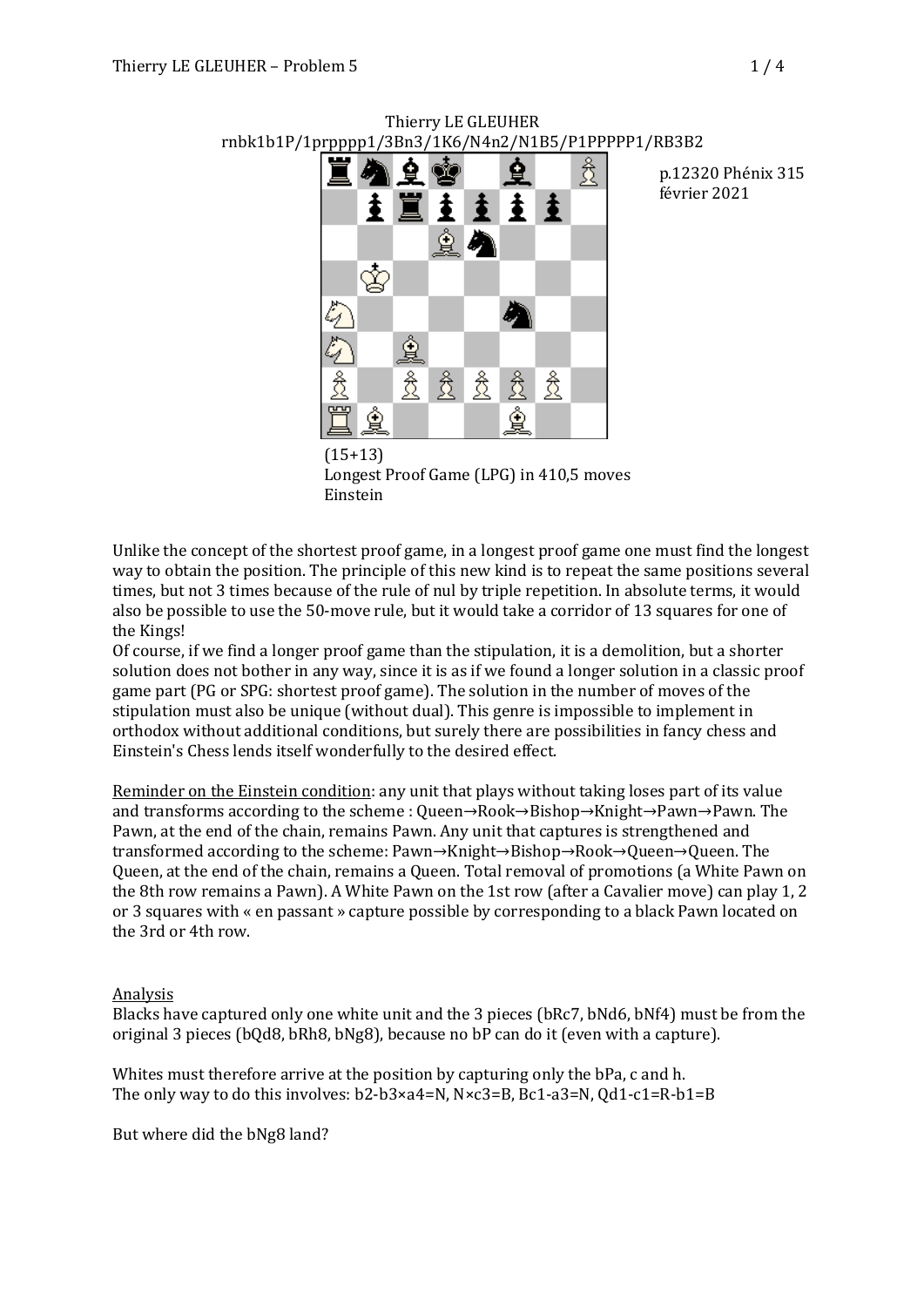Thierry LE GLEUHER
rnbk1b1P/1prpppp1/3Bn3/1K6/N4n2/N1B5/P1PPPPP1/RB3B2

p.12320 Phénix 315
février 2021

(15+13)
Longest Proof Game (LPG) in 410,5 moves
Einstein

Unlike the concept of the shortest proof game, in a longest proof game one must find the longest way to obtain the position. The principle of this new kind is to repeat the same positions several times, but not 3 times because of the rule of nul by triple repetition. In absolute terms, it would also be possible to use the 50-move rule, but it would take a corridor of 13 squares for one of the Kings!
Of course, if we find a longer proof game than the stipulation, it is a demolition, but a shorter solution does not bother in any way, since it is as if we found a longer solution in a classic proof game part (PG or SPG: shortest proof game). The solution in the number of moves of the stipulation must also be unique (without dual). This genre is impossible to implement in orthodox without additional conditions, but surely there are possibilities in fancy chess and Einstein's Chess lends itself wonderfully to the desired effect.

Reminder on the Einstein condition: any unit that plays without taking loses part of its value and transforms according to the scheme : Queen→Rook→Bishop→Knight→Pawn→Pawn. The Pawn, at the end of the chain, remains Pawn. Any unit that captures is strengthened and transformed according to the scheme: Pawn→Knight→Bishop→Rook→Queen→Queen. The Queen, at the end of the chain, remains a Queen. Total removal of promotions (a White Pawn on the 8th row remains a Pawn). A White Pawn on the 1st row (after a Cavalier move) can play 1, 2 or 3 squares with « en passant » capture possible by corresponding to a black Pawn located on the 3rd or 4th row.

Analysis
Blacks have captured only one white unit and the 3 pieces (bRc7, bNd6, bNf4) must be from the original 3 pieces (bQd8, bRh8, bNg8), because no bP can do it (even with a capture).

Whites must therefore arrive at the position by capturing only the bPa, c and h.
The only way to do this involves: b2-b3×a4=N, N×c3=B, Bc1-a3=N, Qd1-c1=R-b1=B

But where did the bNg8 land?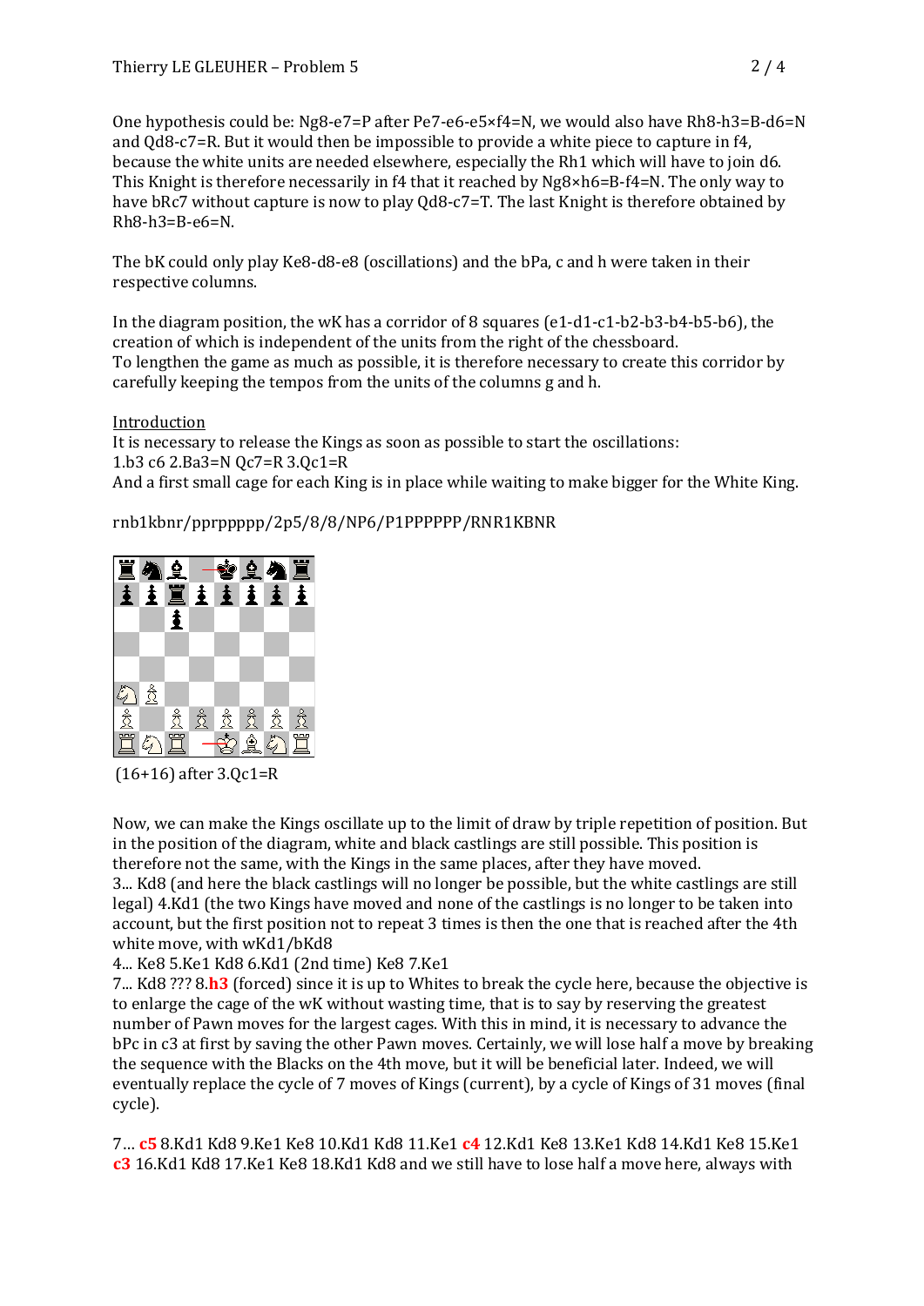One hypothesis could be: Ng8-e7=P after Pe7-e6-e5×f4=N, we would also have Rh8-h3=B-d6=N and Qd8-c7=R. But it would then be impossible to provide a white piece to capture in f4, because the white units are needed elsewhere, especially the Rh1 which will have to join d6. This Knight is therefore necessarily in f4 that it reached by Ng8×h6=B-f4=N. The only way to have bRc7 without capture is now to play Qd8-c7=T. The last Knight is therefore obtained by Rh8-h3=B-e6=N.

The bK could only play Ke8-d8-e8 (oscillations) and the bPa, c and h were taken in their respective columns.

In the diagram position, the wK has a corridor of 8 squares (e1-d1-c1-b2-b3-b4-b5-b6), the creation of which is independent of the units from the right of the chessboard.
To lengthen the game as much as possible, it is therefore necessary to create this corridor by carefully keeping the tempos from the units of the columns g and h.

<u>Introduction</u>
It is necessary to release the Kings as soon as possible to start the oscillations:
1.b3 c6 2.Ba3=N Qc7=R 3.Qc1=R
And a first small cage for each King is in place while waiting to make bigger for the White King.

rnb1kbnr/pprppppp/2p5/8/8/NP6/P1PPPPPP/RNR1KBNR

(16+16) after 3.Qc1=R

Now, we can make the Kings oscillate up to the limit of draw by triple repetition of position. But in the position of the diagram, white and black castlings are still possible. This position is therefore not the same, with the Kings in the same places, after they have moved.
3... Kd8 (and here the black castlings will no longer be possible, but the white castlings are still legal) 4.Kd1 (the two Kings have moved and none of the castlings is no longer to be taken into account, but the first position not to repeat 3 times is then the one that is reached after the 4th white move, with wKd1/bKd8
4... Ke8 5.Ke1 Kd8 6.Kd1 (2nd time) Ke8 7.Ke1
7... Kd8 ??? 8.**h3** (forced) since it is up to Whites to break the cycle here, because the objective is to enlarge the cage of the wK without wasting time, that is to say by reserving the greatest number of Pawn moves for the largest cages. With this in mind, it is necessary to advance the bPc in c3 at first by saving the other Pawn moves. Certainly, we will lose half a move by breaking the sequence with the Blacks on the 4th move, but it will be beneficial later. Indeed, we will eventually replace the cycle of 7 moves of Kings (current), by a cycle of Kings of 31 moves (final cycle).

7... **c5** 8.Kd1 Kd8 9.Ke1 Ke8 10.Kd1 Kd8 11.Ke1 **c4** 12.Kd1 Ke8 13.Ke1 Kd8 14.Kd1 Ke8 15.Ke1 **c3** 16.Kd1 Kd8 17.Ke1 Ke8 18.Kd1 Kd8 and we still have to lose half a move here, always with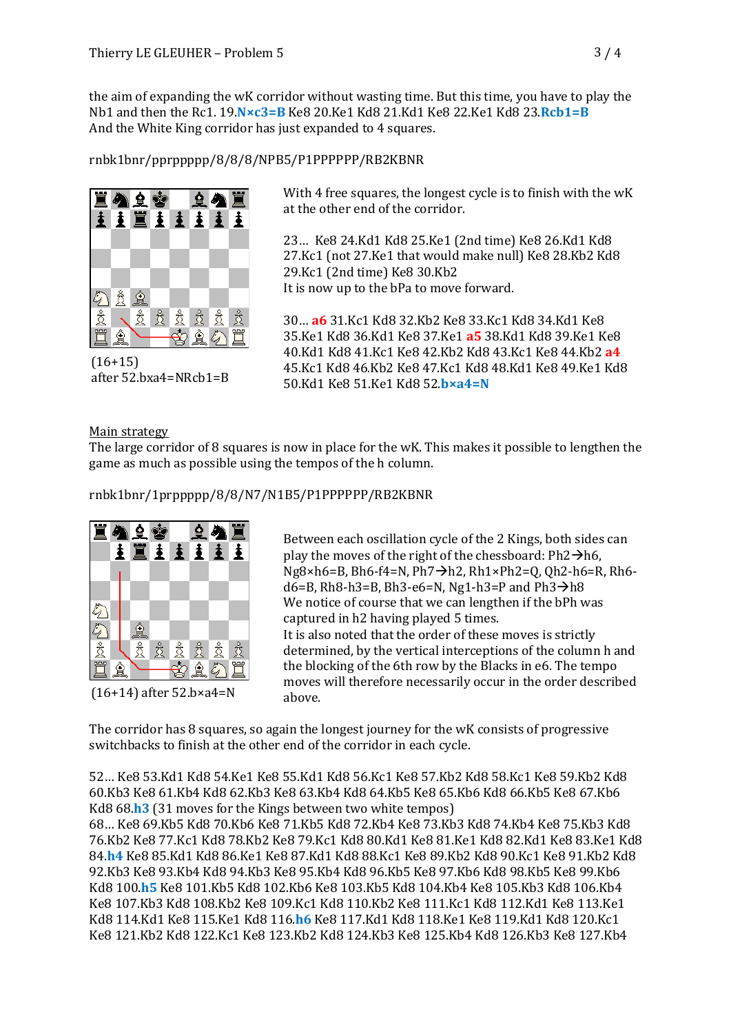the aim of expanding the wK corridor without wasting time. But this time, you have to play the Nb1 and then the Rc1. 19.**N×c3=B** Ke8 20.Ke1 Kd8 21.Kd1 Ke8 22.Ke1 Kd8 23.**Rcb1=B**
And the White King corridor has just expanded to 4 squares.

rnbk1bnr/pprppppp/8/8/8/NPB5/P1PPPPPP/RB2KBNR

(16+15)
after 52.bxa4=NRcb1=B

With 4 free squares, the longest cycle is to finish with the wK at the other end of the corridor.

23… Ke8 24.Kd1 Kd8 25.Ke1 (2nd time) Ke8 26.Kd1 Kd8 27.Kc1 (not 27.Ke1 that would make null) Ke8 28.Kb2 Kd8 29.Kc1 (2nd time) Ke8 30.Kb2
It is now up to the bPa to move forward.

30… **a6** 31.Kc1 Kd8 32.Kb2 Ke8 33.Kc1 Kd8 34.Kd1 Ke8 35.Ke1 Kd8 36.Kd1 Ke8 37.Ke1 **a5** 38.Kd1 Kd8 39.Ke1 Ke8 40.Kd1 Kd8 41.Kc1 Ke8 42.Kb2 Kd8 43.Kc1 Ke8 44.Kb2 **a4** 45.Kc1 Kd8 46.Kb2 Ke8 47.Kc1 Kd8 48.Kd1 Ke8 49.Ke1 Kd8 50.Kd1 Ke8 51.Ke1 Kd8 52.**b×a4=N**

## Main strategy

The large corridor of 8 squares is now in place for the wK. This makes it possible to lengthen the game as much as possible using the tempos of the h column.

rnbk1bnr/1prppppp/8/8/N7/N1B5/P1PPPPPP/RB2KBNR

(16+14) after 52.b×a4=N

Between each oscillation cycle of the 2 Kings, both sides can play the moves of the right of the chessboard: Ph2→h6, Ng8×h6=B, Bh6-f4=N, Ph7→h2, Rh1×Ph2=Q, Qh2-h6=R, Rh6-d6=B, Rh8-h3=B, Bh3-e6=N, Ng1-h3=P and Ph3→h8
We notice of course that we can lengthen if the bPh was captured in h2 having played 5 times.
It is also noted that the order of these moves is strictly determined, by the vertical interceptions of the column h and the blocking of the 6th row by the Blacks in e6. The tempo moves will therefore necessarily occur in the order described above.

The corridor has 8 squares, so again the longest journey for the wK consists of progressive switchbacks to finish at the other end of the corridor in each cycle.

52… Ke8 53.Kd1 Kd8 54.Ke1 Ke8 55.Kd1 Kd8 56.Kc1 Ke8 57.Kb2 Kd8 58.Kc1 Ke8 59.Kb2 Kd8 60.Kb3 Ke8 61.Kb4 Kd8 62.Kb3 Ke8 63.Kb4 Kd8 64.Kb5 Ke8 65.Kb6 Kd8 66.Kb5 Ke8 67.Kb6 Kd8 68.**h3** (31 moves for the Kings between two white tempos)
68… Ke8 69.Kb5 Kd8 70.Kb6 Ke8 71.Kb5 Kd8 72.Kb4 Ke8 73.Kb3 Kd8 74.Kb4 Ke8 75.Kb3 Kd8 76.Kb2 Ke8 77.Kc1 Kd8 78.Kb2 Ke8 79.Kc1 Kd8 80.Kd1 Ke8 81.Ke1 Kd8 82.Kd1 Ke8 83.Ke1 Kd8 84.**h4** Ke8 85.Kd1 Kd8 86.Ke1 Ke8 87.Kd1 Kd8 88.Kc1 Ke8 89.Kb2 Kd8 90.Kc1 Ke8 91.Kb2 Kd8 92.Kb3 Ke8 93.Kb4 Kd8 94.Kb3 Ke8 95.Kb4 Kd8 96.Kb5 Ke8 97.Kb6 Kd8 98.Kb5 Ke8 99.Kb6 Kd8 100.**h5** Ke8 101.Kb5 Kd8 102.Kb6 Ke8 103.Kb5 Kd8 104.Kb4 Ke8 105.Kb3 Kd8 106.Kb4 Ke8 107.Kb3 Kd8 108.Kb2 Ke8 109.Kc1 Kd8 110.Kb2 Ke8 111.Kc1 Kd8 112.Kd1 Ke8 113.Ke1 Kd8 114.Kd1 Ke8 115.Ke1 Kd8 116.**h6** Ke8 117.Kd1 Kd8 118.Ke1 Ke8 119.Kd1 Kd8 120.Kc1 Ke8 121.Kb2 Kd8 122.Kc1 Ke8 123.Kb2 Kd8 124.Kb3 Ke8 125.Kb4 Kd8 126.Kb3 Ke8 127.Kb4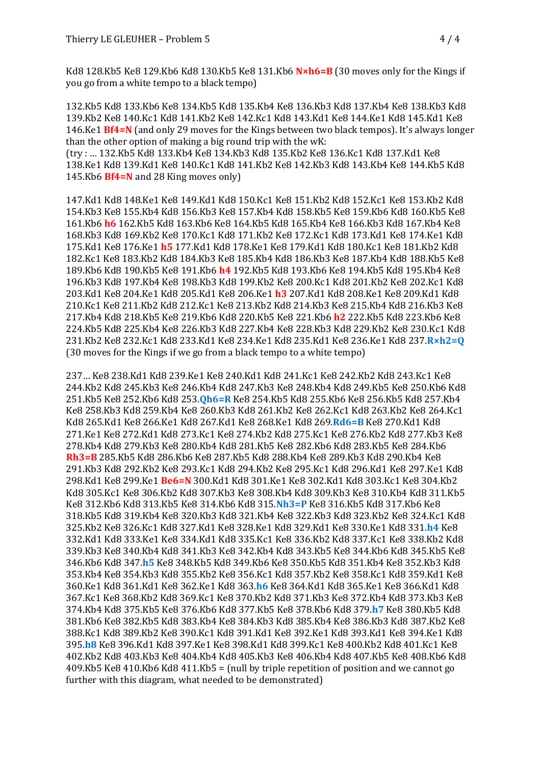Kd8 128.Kb5 Ke8 129.Kb6 Kd8 130.Kb5 Ke8 131.Kb6 **N×h6=B** (30 moves only for the Kings if you go from a white tempo to a black tempo)

132.Kb5 Kd8 133.Kb6 Ke8 134.Kb5 Kd8 135.Kb4 Ke8 136.Kb3 Kd8 137.Kb4 Ke8 138.Kb3 Kd8 139.Kb2 Ke8 140.Kc1 Kd8 141.Kb2 Ke8 142.Kc1 Kd8 143.Kd1 Ke8 144.Ke1 Kd8 145.Kd1 Ke8 146.Ke1 **Bf4=N** (and only 29 moves for the Kings between two black tempos). It's always longer than the other option of making a big round trip with the wK:
(try : ... 132.Kb5 Kd8 133.Kb4 Ke8 134.Kb3 Kd8 135.Kb2 Ke8 136.Kc1 Kd8 137.Kd1 Ke8 138.Ke1 Kd8 139.Kd1 Ke8 140.Kc1 Kd8 141.Kb2 Ke8 142.Kb3 Kd8 143.Kb4 Ke8 144.Kb5 Kd8 145.Kb6 **Bf4=N** and 28 King moves only)

147.Kd1 Kd8 148.Ke1 Ke8 149.Kd1 Kd8 150.Kc1 Ke8 151.Kb2 Kd8 152.Kc1 Ke8 153.Kb2 Kd8 154.Kb3 Ke8 155.Kb4 Kd8 156.Kb3 Ke8 157.Kb4 Kd8 158.Kb5 Ke8 159.Kb6 Kd8 160.Kb5 Ke8 161.Kb6 **h6** 162.Kb5 Kd8 163.Kb6 Ke8 164.Kb5 Kd8 165.Kb4 Ke8 166.Kb3 Kd8 167.Kb4 Ke8 168.Kb3 Kd8 169.Kb2 Ke8 170.Kc1 Kd8 171.Kb2 Ke8 172.Kc1 Kd8 173.Kd1 Ke8 174.Ke1 Kd8 175.Kd1 Ke8 176.Ke1 **h5** 177.Kd1 Kd8 178.Ke1 Ke8 179.Kd1 Kd8 180.Kc1 Ke8 181.Kb2 Kd8 182.Kc1 Ke8 183.Kb2 Kd8 184.Kb3 Ke8 185.Kb4 Kd8 186.Kb3 Ke8 187.Kb4 Kd8 188.Kb5 Ke8 189.Kb6 Kd8 190.Kb5 Ke8 191.Kb6 **h4** 192.Kb5 Kd8 193.Kb6 Ke8 194.Kb5 Kd8 195.Kb4 Ke8 196.Kb3 Kd8 197.Kb4 Ke8 198.Kb3 Kd8 199.Kb2 Ke8 200.Kc1 Kd8 201.Kb2 Ke8 202.Kc1 Kd8 203.Kd1 Ke8 204.Ke1 Kd8 205.Kd1 Ke8 206.Ke1 **h3** 207.Kd1 Kd8 208.Ke1 Ke8 209.Kd1 Kd8 210.Kc1 Ke8 211.Kb2 Kd8 212.Kc1 Ke8 213.Kb2 Kd8 214.Kb3 Ke8 215.Kb4 Kd8 216.Kb3 Ke8 217.Kb4 Kd8 218.Kb5 Ke8 219.Kb6 Kd8 220.Kb5 Ke8 221.Kb6 **h2** 222.Kb5 Kd8 223.Kb6 Ke8 224.Kb5 Kd8 225.Kb4 Ke8 226.Kb3 Kd8 227.Kb4 Ke8 228.Kb3 Kd8 229.Kb2 Ke8 230.Kc1 Kd8 231.Kb2 Ke8 232.Kc1 Kd8 233.Kd1 Ke8 234.Ke1 Kd8 235.Kd1 Ke8 236.Ke1 Kd8 237.**R×h2=Q**
(30 moves for the Kings if we go from a black tempo to a white tempo)

237... Ke8 238.Kd1 Kd8 239.Ke1 Ke8 240.Kd1 Kd8 241.Kc1 Ke8 242.Kb2 Kd8 243.Kc1 Ke8 244.Kb2 Kd8 245.Kb3 Ke8 246.Kb4 Kd8 247.Kb3 Ke8 248.Kb4 Kd8 249.Kb5 Ke8 250.Kb6 Kd8 251.Kb5 Ke8 252.Kb6 Kd8 253.**Qh6=R** Ke8 254.Kb5 Kd8 255.Kb6 Ke8 256.Kb5 Kd8 257.Kb4 Ke8 258.Kb3 Kd8 259.Kb4 Ke8 260.Kb3 Kd8 261.Kb2 Ke8 262.Kc1 Kd8 263.Kb2 Ke8 264.Kc1 Kd8 265.Kd1 Ke8 266.Ke1 Kd8 267.Kd1 Ke8 268.Ke1 Kd8 269.**Rd6=B** Ke8 270.Kd1 Kd8 271.Ke1 Ke8 272.Kd1 Kd8 273.Kc1 Ke8 274.Kb2 Kd8 275.Kc1 Ke8 276.Kb2 Kd8 277.Kb3 Ke8 278.Kb4 Kd8 279.Kb3 Ke8 280.Kb4 Kd8 281.Kb5 Ke8 282.Kb6 Kd8 283.Kb5 Ke8 284.Kb6 **Rh3=B** 285.Kb5 Kd8 286.Kb6 Ke8 287.Kb5 Kd8 288.Kb4 Ke8 289.Kb3 Kd8 290.Kb4 Ke8 291.Kb3 Kd8 292.Kb2 Ke8 293.Kc1 Kd8 294.Kb2 Ke8 295.Kc1 Kd8 296.Kd1 Ke8 297.Ke1 Kd8 298.Kd1 Ke8 299.Ke1 **Be6=N** 300.Kd1 Kd8 301.Ke1 Ke8 302.Kd1 Kd8 303.Kc1 Ke8 304.Kb2 Kd8 305.Kc1 Ke8 306.Kb2 Kd8 307.Kb3 Ke8 308.Kb4 Kd8 309.Kb3 Ke8 310.Kb4 Kd8 311.Kb5 Ke8 312.Kb6 Kd8 313.Kb5 Ke8 314.Kb6 Kd8 315.**Nh3=P** Ke8 316.Kb5 Kd8 317.Kb6 Ke8 318.Kb5 Kd8 319.Kb4 Ke8 320.Kb3 Kd8 321.Kb4 Ke8 322.Kb3 Kd8 323.Kb2 Ke8 324.Kc1 Kd8 325.Kb2 Ke8 326.Kc1 Kd8 327.Kd1 Ke8 328.Ke1 Kd8 329.Kd1 Ke8 330.Ke1 Kd8 331.**h4** Ke8 332.Kd1 Kd8 333.Ke1 Ke8 334.Kd1 Kd8 335.Kc1 Ke8 336.Kb2 Kd8 337.Kc1 Ke8 338.Kb2 Kd8 339.Kb3 Ke8 340.Kb4 Kd8 341.Kb3 Ke8 342.Kb4 Kd8 343.Kb5 Ke8 344.Kb6 Kd8 345.Kb5 Ke8 346.Kb6 Kd8 347.**h5** Ke8 348.Kb5 Kd8 349.Kb6 Ke8 350.Kb5 Kd8 351.Kb4 Ke8 352.Kb3 Kd8 353.Kb4 Ke8 354.Kb3 Kd8 355.Kb2 Ke8 356.Kc1 Kd8 357.Kb2 Ke8 358.Kc1 Kd8 359.Kd1 Ke8 360.Ke1 Kd8 361.Kd1 Ke8 362.Ke1 Kd8 363.**h6** Ke8 364.Kd1 Kd8 365.Ke1 Ke8 366.Kd1 Kd8 367.Kc1 Ke8 368.Kb2 Kd8 369.Kc1 Ke8 370.Kb2 Kd8 371.Kb3 Ke8 372.Kb4 Kd8 373.Kb3 Ke8 374.Kb4 Kd8 375.Kb5 Ke8 376.Kb6 Kd8 377.Kb5 Ke8 378.Kb6 Kd8 379.**h7** Ke8 380.Kb5 Kd8 381.Kb6 Ke8 382.Kb5 Kd8 383.Kb4 Ke8 384.Kb3 Kd8 385.Kb4 Ke8 386.Kb3 Kd8 387.Kb2 Ke8 388.Kc1 Kd8 389.Kb2 Ke8 390.Kc1 Kd8 391.Kd1 Ke8 392.Ke1 Kd8 393.Kd1 Ke8 394.Ke1 Kd8 395.**h8** Ke8 396.Kd1 Kd8 397.Ke1 Ke8 398.Kd1 Kd8 399.Kc1 Ke8 400.Kb2 Kd8 401.Kc1 Ke8 402.Kb2 Kd8 403.Kb3 Ke8 404.Kb4 Kd8 405.Kb3 Ke8 406.Kb4 Kd8 407.Kb5 Ke8 408.Kb6 Kd8 409.Kb5 Ke8 410.Kb6 Kd8 411.Kb5 = (null by triple repetition of position and we cannot go further with this diagram, what needed to be demonstrated)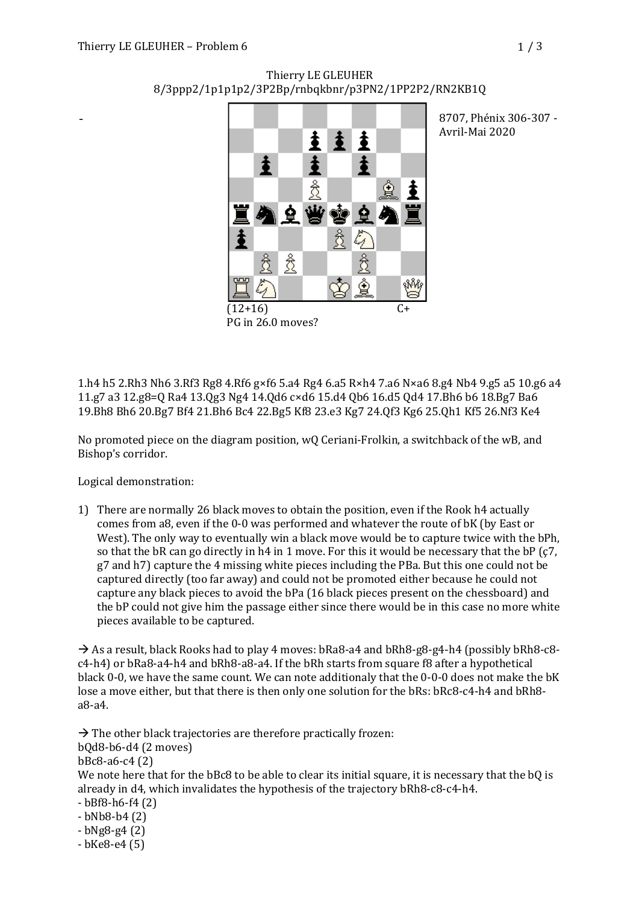Thierry LE GLEUHER
8/3ppp2/1p1p1p2/3P2Bp/rnbqkbnr/p3PN2/1PP2P2/RN2KB1Q

\- 8707, Phénix 306-307 - Avril-Mai 2020

(12+16) C+

PG in 26.0 moves?

1.h4 h5 2.Rh3 Nh6 3.Rf3 Rg8 4.Rf6 g×f6 5.a4 Rg4 6.a5 R×h4 7.a6 N×a6 8.g4 Nb4 9.g5 a5 10.g6 a4 11.g7 a3 12.g8=Q Ra4 13.Qg3 Ng4 14.Qd6 c×d6 15.d4 Qb6 16.d5 Qd4 17.Bh6 b6 18.Bg7 Ba6 19.Bh8 Bh6 20.Bg7 Bf4 21.Bh6 Bc4 22.Bg5 Kf8 23.e3 Kg7 24.Qf3 Kg6 25.Qh1 Kf5 26.Nf3 Ke4

No promoted piece on the diagram position, wQ Ceriani-Frolkin, a switchback of the wB, and Bishop's corridor.

Logical demonstration:

1) There are normally 26 black moves to obtain the position, even if the Rook h4 actually comes from a8, even if the 0-0 was performed and whatever the route of bK (by East or West). The only way to eventually win a black move would be to capture twice with the bPh, so that the bR can go directly in h4 in 1 move. For this it would be necessary that the bP (ç7, g7 and h7) capture the 4 missing white pieces including the PBa. But this one could not be captured directly (too far away) and could not be promoted either because he could not capture any black pieces to avoid the bPa (16 black pieces present on the chessboard) and the bP could not give him the passage either since there would be in this case no more white pieces available to be captured.

→ As a result, black Rooks had to play 4 moves: bRa8-a4 and bRh8-g8-g4-h4 (possibly bRh8-c8-c4-h4) or bRa8-a4-h4 and bRh8-a8-a4. If the bRh starts from square f8 after a hypothetical black 0-0, we have the same count. We can note additionaly that the 0-0-0 does not make the bK lose a move either, but that there is then only one solution for the bRs: bRc8-c4-h4 and bRh8-a8-a4.

→ The other black trajectories are therefore practically frozen:
bQd8-b6-d4 (2 moves)
bBc8-a6-c4 (2)
We note here that for the bBc8 to be able to clear its initial square, it is necessary that the bQ is already in d4, which invalidates the hypothesis of the trajectory bRh8-c8-c4-h4.
- bBf8-h6-f4 (2)
- bNb8-b4 (2)
- bNg8-g4 (2)
- bKe8-e4 (5)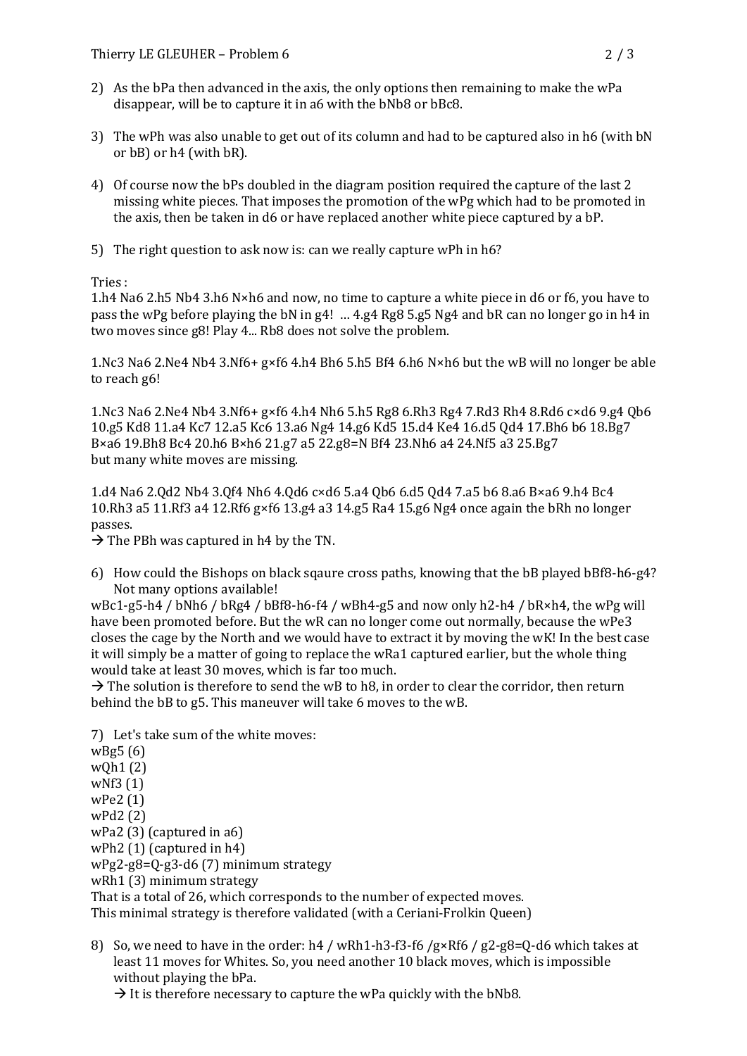2) As the bPa then advanced in the axis, the only options then remaining to make the wPa disappear, will be to capture it in a6 with the bNb8 or bBc8.

3) The wPh was also unable to get out of its column and had to be captured also in h6 (with bN or bB) or h4 (with bR).

4) Of course now the bPs doubled in the diagram position required the capture of the last 2 missing white pieces. That imposes the promotion of the wPg which had to be promoted in the axis, then be taken in d6 or have replaced another white piece captured by a bP.

5) The right question to ask now is: can we really capture wPh in h6?

Tries :

1.h4 Na6 2.h5 Nb4 3.h6 N×h6 and now, no time to capture a white piece in d6 or f6, you have to pass the wPg before playing the bN in g4! … 4.g4 Rg8 5.g5 Ng4 and bR can no longer go in h4 in two moves since g8! Play 4... Rb8 does not solve the problem.

1.Nc3 Na6 2.Ne4 Nb4 3.Nf6+ g×f6 4.h4 Bh6 5.h5 Bf4 6.h6 N×h6 but the wB will no longer be able to reach g6!

1.Nc3 Na6 2.Ne4 Nb4 3.Nf6+ g×f6 4.h4 Nh6 5.h5 Rg8 6.Rh3 Rg4 7.Rd3 Rh4 8.Rd6 c×d6 9.g4 Qb6 10.g5 Kd8 11.a4 Kc7 12.a5 Kc6 13.a6 Ng4 14.g6 Kd5 15.d4 Ke4 16.d5 Qd4 17.Bh6 b6 18.Bg7 B×a6 19.Bh8 Bc4 20.h6 B×h6 21.g7 a5 22.g8=N Bf4 23.Nh6 a4 24.Nf5 a3 25.Bg7
but many white moves are missing.

1.d4 Na6 2.Qd2 Nb4 3.Qf4 Nh6 4.Qd6 c×d6 5.a4 Qb6 6.d5 Qd4 7.a5 b6 8.a6 B×a6 9.h4 Bc4 10.Rh3 a5 11.Rf3 a4 12.Rf6 g×f6 13.g4 a3 14.g5 Ra4 15.g6 Ng4 once again the bRh no longer passes.
→ The PBh was captured in h4 by the TN.

6) How could the Bishops on black sqaure cross paths, knowing that the bB played bBf8-h6-g4? Not many options available!
wBc1-g5-h4 / bNh6 / bRg4 / bBf8-h6-f4 / wBh4-g5 and now only h2-h4 / bR×h4, the wPg will have been promoted before. But the wR can no longer come out normally, because the wPe3 closes the cage by the North and we would have to extract it by moving the wK! In the best case it will simply be a matter of going to replace the wRa1 captured earlier, but the whole thing would take at least 30 moves, which is far too much.
→ The solution is therefore to send the wB to h8, in order to clear the corridor, then return behind the bB to g5. This maneuver will take 6 moves to the wB.

7) Let's take sum of the white moves:
wBg5 (6)
wQh1 (2)
wNf3 (1)
wPe2 (1)
wPd2 (2)
wPa2 (3) (captured in a6)
wPh2 (1) (captured in h4)
wPg2-g8=Q-g3-d6 (7) minimum strategy
wRh1 (3) minimum strategy
That is a total of 26, which corresponds to the number of expected moves.
This minimal strategy is therefore validated (with a Ceriani-Frolkin Queen)

8) So, we need to have in the order: h4 / wRh1-h3-f3-f6 /g×Rf6 / g2-g8=Q-d6 which takes at least 11 moves for Whites. So, you need another 10 black moves, which is impossible without playing the bPa.
→ It is therefore necessary to capture the wPa quickly with the bNb8.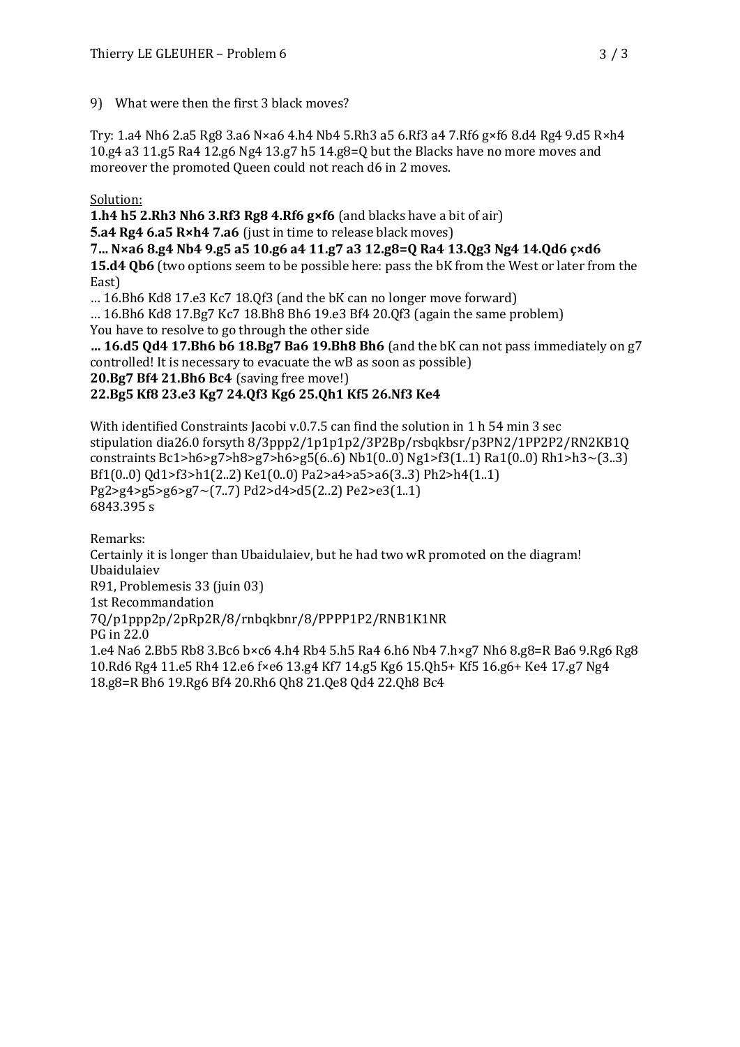9) What were then the first 3 black moves?

Try: 1.a4 Nh6 2.a5 Rg8 3.a6 N×a6 4.h4 Nb4 5.Rh3 a5 6.Rf3 a4 7.Rf6 g×f6 8.d4 Rg4 9.d5 R×h4 10.g4 a3 11.g5 Ra4 12.g6 Ng4 13.g7 h5 14.g8=Q but the Blacks have no more moves and moreover the promoted Queen could not reach d6 in 2 moves.

Solution:

**1.h4 h5 2.Rh3 Nh6 3.Rf3 Rg8 4.Rf6 g×f6** (and blacks have a bit of air)

**5.a4 Rg4 6.a5 R×h4 7.a6** (just in time to release black moves)

**7... N×a6 8.g4 Nb4 9.g5 a5 10.g6 a4 11.g7 a3 12.g8=Q Ra4 13.Qg3 Ng4 14.Qd6 ç×d6**

**15.d4 Qb6** (two options seem to be possible here: pass the bK from the West or later from the East)

… 16.Bh6 Kd8 17.e3 Kc7 18.Qf3 (and the bK can no longer move forward)

… 16.Bh6 Kd8 17.Bg7 Kc7 18.Bh8 Bh6 19.e3 Bf4 20.Qf3 (again the same problem)

You have to resolve to go through the other side

**… 16.d5 Qd4 17.Bh6 b6 18.Bg7 Ba6 19.Bh8 Bh6** (and the bK can not pass immediately on g7 controlled! It is necessary to evacuate the wB as soon as possible)

**20.Bg7 Bf4 21.Bh6 Bc4** (saving free move!)

**22.Bg5 Kf8 23.e3 Kg7 24.Qf3 Kg6 25.Qh1 Kf5 26.Nf3 Ke4**

With identified Constraints Jacobi v.0.7.5 can find the solution in 1 h 54 min 3 sec
stipulation dia26.0 forsyth 8/3ppp2/1p1p1p2/3P2Bp/rsbqkbsr/p3PN2/1PP2P2/RN2KB1Q constraints Bc1>h6>g7>h8>g7>h6>g5(6..6) Nb1(0..0) Ng1>f3(1..1) Ra1(0..0) Rh1>h3~(3..3) Bf1(0..0) Qd1>f3>h1(2..2) Ke1(0..0) Pa2>a4>a5>a6(3..3) Ph2>h4(1..1) Pg2>g4>g5>g6>g7~(7..7) Pd2>d4>d5(2..2) Pe2>e3(1..1)
6843.395 s

Remarks:
Certainly it is longer than Ubaidulaiev, but he had two wR promoted on the diagram!
Ubaidulaiev
R91, Problemesis 33 (juin 03)
1st Recommandation
7Q/p1ppp2p/2pRp2R/8/rnbqkbnr/8/PPPP1P2/RNB1K1NR
PG in 22.0
1.e4 Na6 2.Bb5 Rb8 3.Bc6 b×c6 4.h4 Rb4 5.h5 Ra4 6.h6 Nb4 7.h×g7 Nh6 8.g8=R Ba6 9.Rg6 Rg8 10.Rd6 Rg4 11.e5 Rh4 12.e6 f×e6 13.g4 Kf7 14.g5 Kg6 15.Qh5+ Kf5 16.g6+ Ke4 17.g7 Ng4 18.g8=R Bh6 19.Rg6 Bf4 20.Rh6 Qh8 21.Qe8 Qd4 22.Qh8 Bc4